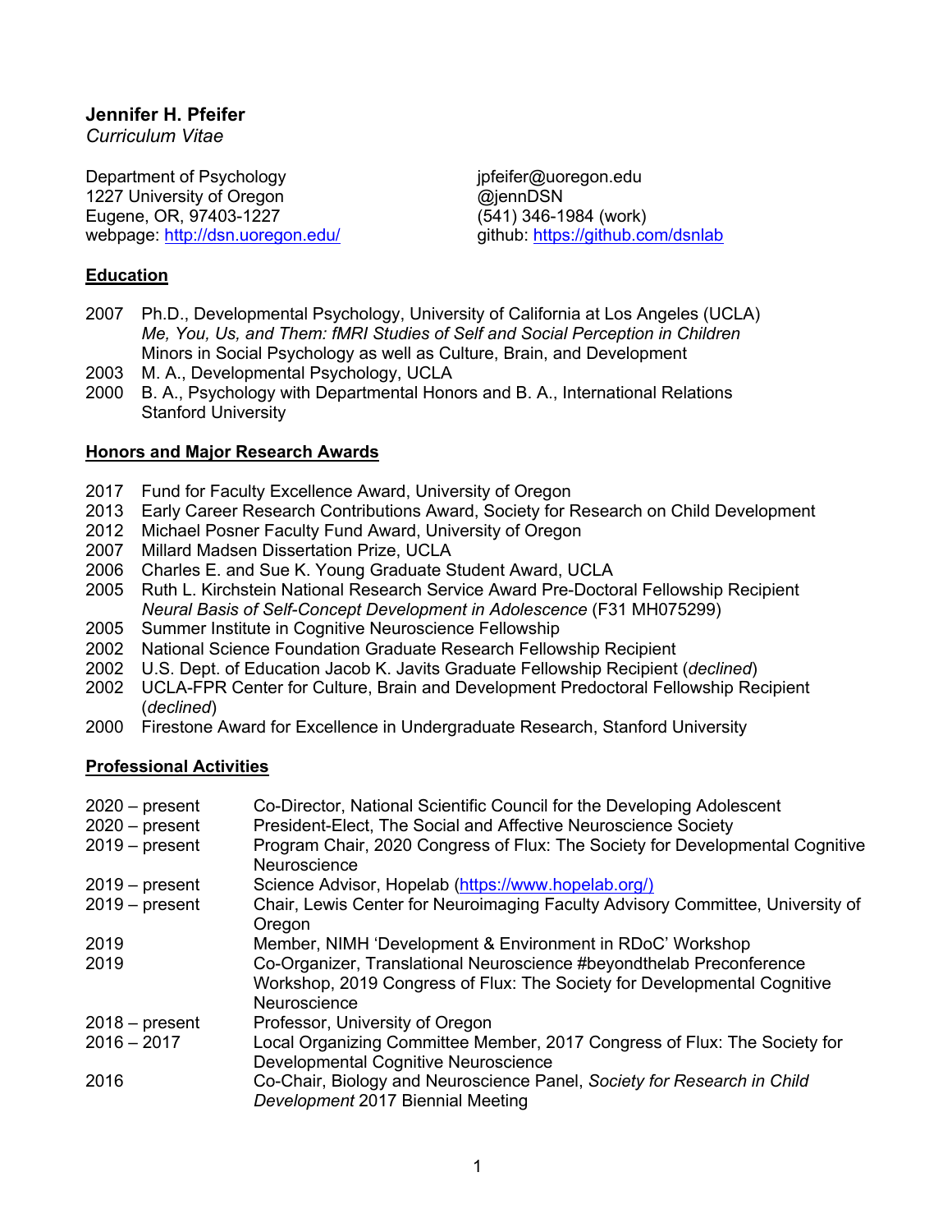# Jennifer H. Pfeifer

*Curriculum Vitae*

Department of Psychology
1227 University of Oregon
Eugene, OR, 97403-1227
webpage: [http://dsn.uoregon.edu/](http://dsn.uoregon.edu/)

jpfeifer@uoregon.edu
@jennDSN
(541) 346-1984 (work)
github: [https://github.com/dsnlab](https://github.com/dsnlab)

## Education

2007 Ph.D., Developmental Psychology, University of California at Los Angeles (UCLA)
*Me, You, Us, and Them: fMRI Studies of Self and Social Perception in Children*
Minors in Social Psychology as well as Culture, Brain, and Development

2003 M. A., Developmental Psychology, UCLA

2000 B. A., Psychology with Departmental Honors and B. A., International Relations
Stanford University

## Honors and Major Research Awards

2017 Fund for Faculty Excellence Award, University of Oregon

2013 Early Career Research Contributions Award, Society for Research on Child Development

2012 Michael Posner Faculty Fund Award, University of Oregon

2007 Millard Madsen Dissertation Prize, UCLA

2006 Charles E. and Sue K. Young Graduate Student Award, UCLA

2005 Ruth L. Kirchstein National Research Service Award Pre-Doctoral Fellowship Recipient
*Neural Basis of Self-Concept Development in Adolescence* (F31 MH075299)

2005 Summer Institute in Cognitive Neuroscience Fellowship

2002 National Science Foundation Graduate Research Fellowship Recipient

2002 U.S. Dept. of Education Jacob K. Javits Graduate Fellowship Recipient (*declined*)

2002 UCLA-FPR Center for Culture, Brain and Development Predoctoral Fellowship Recipient (*declined*)

2000 Firestone Award for Excellence in Undergraduate Research, Stanford University

## Professional Activities

2020 – present Co-Director, National Scientific Council for the Developing Adolescent

2020 – present President-Elect, The Social and Affective Neuroscience Society

2019 – present Program Chair, 2020 Congress of Flux: The Society for Developmental Cognitive Neuroscience

2019 – present Science Advisor, Hopelab ([https://www.hopelab.org/)](https://www.hopelab.org/))

2019 – present Chair, Lewis Center for Neuroimaging Faculty Advisory Committee, University of Oregon

2019 Member, NIMH 'Development & Environment in RDoC' Workshop

2019 Co-Organizer, Translational Neuroscience #beyondthelab Preconference Workshop, 2019 Congress of Flux: The Society for Developmental Cognitive Neuroscience

2018 – present Professor, University of Oregon

2016 – 2017 Local Organizing Committee Member, 2017 Congress of Flux: The Society for Developmental Cognitive Neuroscience

2016 Co-Chair, Biology and Neuroscience Panel, *Society for Research in Child Development* 2017 Biennial Meeting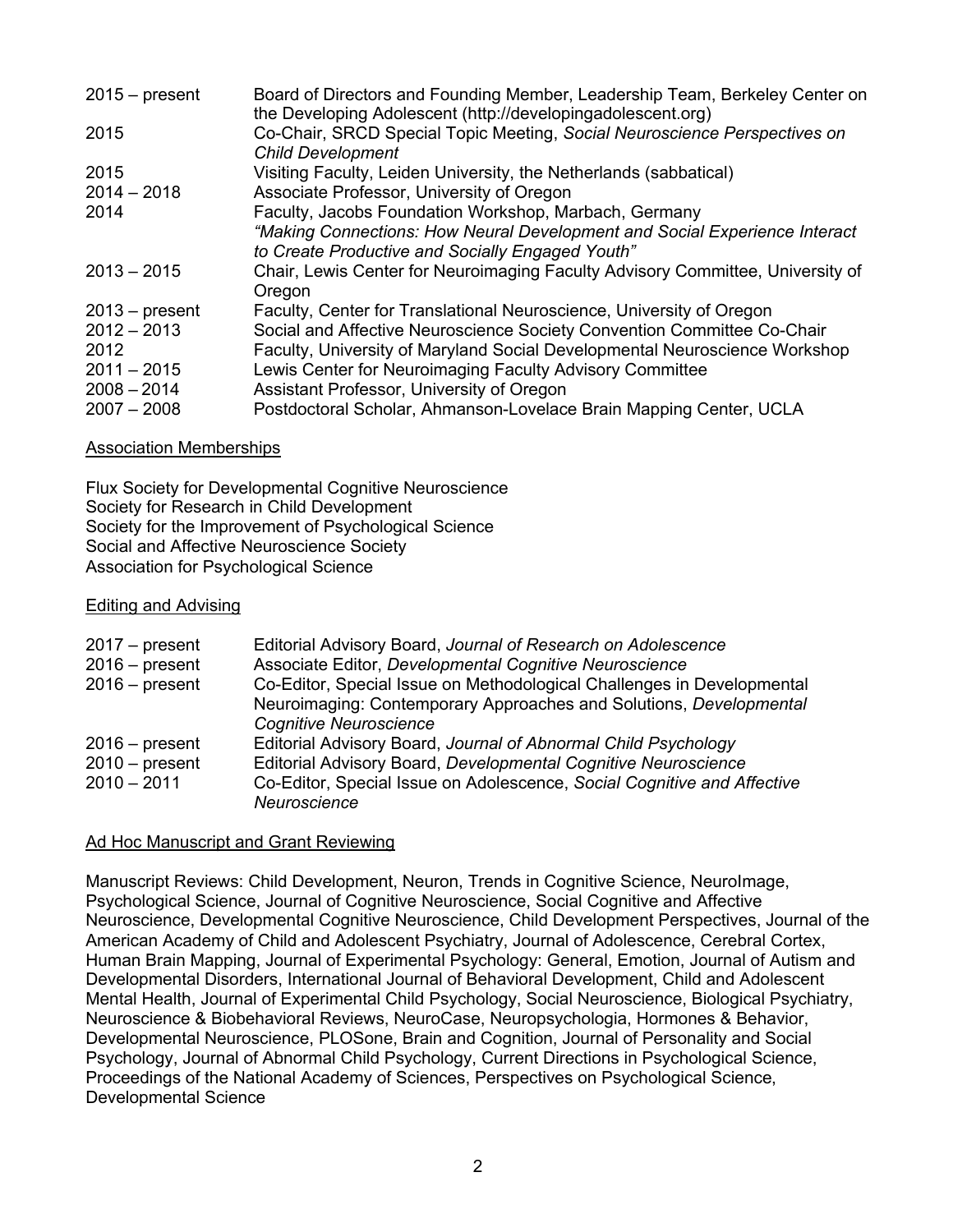| | |
|---|---|
| 2015 – present | Board of Directors and Founding Member, Leadership Team, Berkeley Center on the Developing Adolescent (http://developingadolescent.org) |
| 2015 | Co-Chair, SRCD Special Topic Meeting, *Social Neuroscience Perspectives on Child Development* |
| 2015 | Visiting Faculty, Leiden University, the Netherlands (sabbatical) |
| 2014 – 2018 | Associate Professor, University of Oregon |
| 2014 | Faculty, Jacobs Foundation Workshop, Marbach, Germany *"Making Connections: How Neural Development and Social Experience Interact to Create Productive and Socially Engaged Youth"* |
| 2013 – 2015 | Chair, Lewis Center for Neuroimaging Faculty Advisory Committee, University of Oregon |
| 2013 – present | Faculty, Center for Translational Neuroscience, University of Oregon |
| 2012 – 2013 | Social and Affective Neuroscience Society Convention Committee Co-Chair |
| 2012 | Faculty, University of Maryland Social Developmental Neuroscience Workshop |
| 2011 – 2015 | Lewis Center for Neuroimaging Faculty Advisory Committee |
| 2008 – 2014 | Assistant Professor, University of Oregon |
| 2007 – 2008 | Postdoctoral Scholar, Ahmanson-Lovelace Brain Mapping Center, UCLA |

## Association Memberships

Flux Society for Developmental Cognitive Neuroscience
Society for Research in Child Development
Society for the Improvement of Psychological Science
Social and Affective Neuroscience Society
Association for Psychological Science

## Editing and Advising

| | |
|---|---|
| 2017 – present | Editorial Advisory Board, *Journal of Research on Adolescence* |
| 2016 – present | Associate Editor, *Developmental Cognitive Neuroscience* |
| 2016 – present | Co-Editor, Special Issue on Methodological Challenges in Developmental Neuroimaging: Contemporary Approaches and Solutions, *Developmental Cognitive Neuroscience* |
| 2016 – present | Editorial Advisory Board, *Journal of Abnormal Child Psychology* |
| 2010 – present | Editorial Advisory Board, *Developmental Cognitive Neuroscience* |
| 2010 – 2011 | Co-Editor, Special Issue on Adolescence, *Social Cognitive and Affective Neuroscience* |

## Ad Hoc Manuscript and Grant Reviewing

Manuscript Reviews: Child Development, Neuron, Trends in Cognitive Science, NeuroImage, Psychological Science, Journal of Cognitive Neuroscience, Social Cognitive and Affective Neuroscience, Developmental Cognitive Neuroscience, Child Development Perspectives, Journal of the American Academy of Child and Adolescent Psychiatry, Journal of Adolescence, Cerebral Cortex, Human Brain Mapping, Journal of Experimental Psychology: General, Emotion, Journal of Autism and Developmental Disorders, International Journal of Behavioral Development, Child and Adolescent Mental Health, Journal of Experimental Child Psychology, Social Neuroscience, Biological Psychiatry, Neuroscience & Biobehavioral Reviews, NeuroCase, Neuropsychologia, Hormones & Behavior, Developmental Neuroscience, PLOSone, Brain and Cognition, Journal of Personality and Social Psychology, Journal of Abnormal Child Psychology, Current Directions in Psychological Science, Proceedings of the National Academy of Sciences, Perspectives on Psychological Science, Developmental Science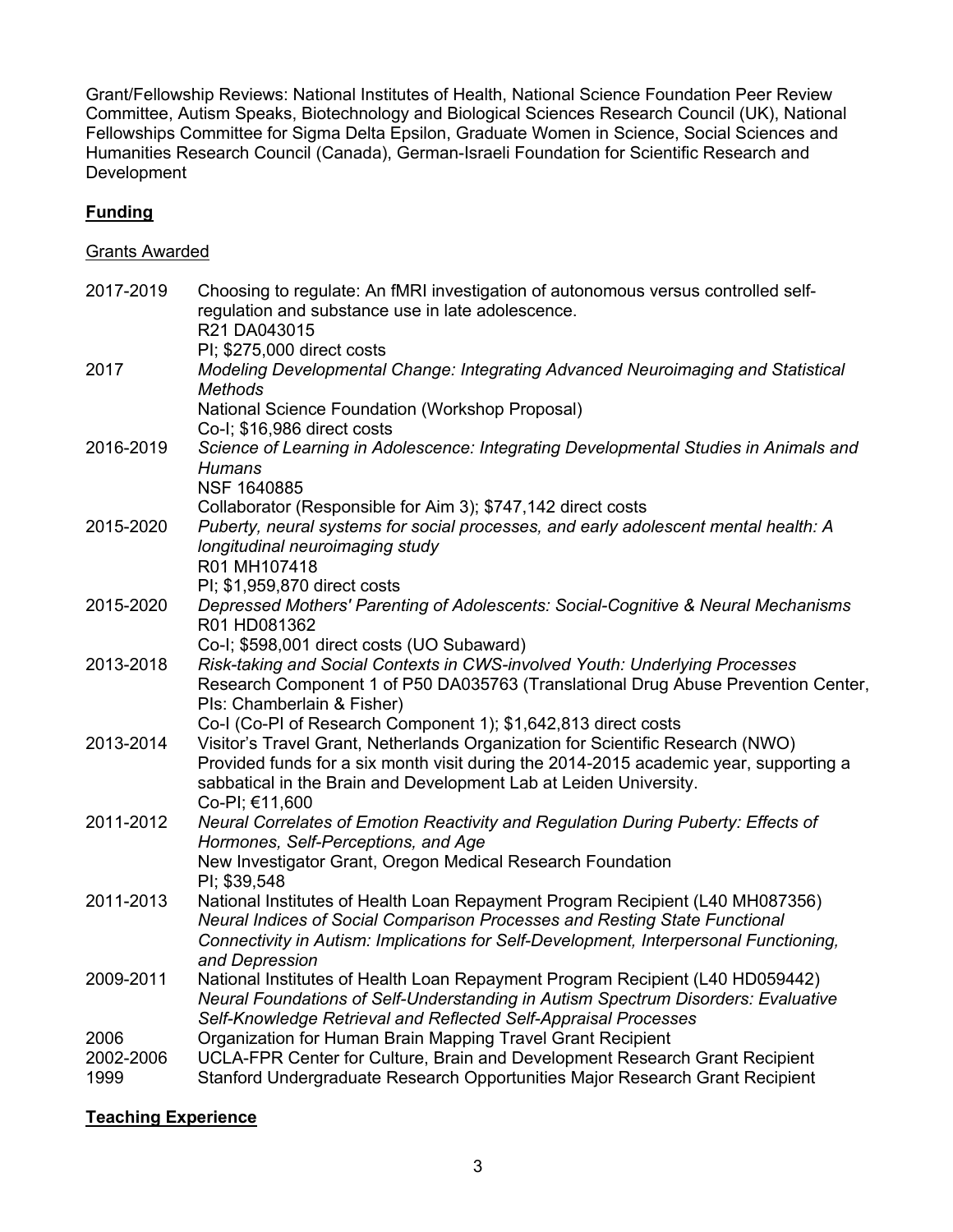Grant/Fellowship Reviews: National Institutes of Health, National Science Foundation Peer Review Committee, Autism Speaks, Biotechnology and Biological Sciences Research Council (UK), National Fellowships Committee for Sigma Delta Epsilon, Graduate Women in Science, Social Sciences and Humanities Research Council (Canada), German-Israeli Foundation for Scientific Research and Development

## **Funding**

### Grants Awarded

| | |
|---|---|
| 2017-2019 | Choosing to regulate: An fMRI investigation of autonomous versus controlled self-regulation and substance use in late adolescence.<br>R21 DA043015<br>PI; $275,000 direct costs |
| 2017 | *Modeling Developmental Change: Integrating Advanced Neuroimaging and Statistical Methods*<br>National Science Foundation (Workshop Proposal)<br>Co-I; $16,986 direct costs |
| 2016-2019 | *Science of Learning in Adolescence: Integrating Developmental Studies in Animals and Humans*<br>NSF 1640885<br>Collaborator (Responsible for Aim 3); $747,142 direct costs |
| 2015-2020 | *Puberty, neural systems for social processes, and early adolescent mental health: A longitudinal neuroimaging study*<br>R01 MH107418<br>PI; $1,959,870 direct costs |
| 2015-2020 | *Depressed Mothers' Parenting of Adolescents: Social-Cognitive & Neural Mechanisms*<br>R01 HD081362<br>Co-I; $598,001 direct costs (UO Subaward) |
| 2013-2018 | *Risk-taking and Social Contexts in CWS-involved Youth: Underlying Processes*<br>Research Component 1 of P50 DA035763 (Translational Drug Abuse Prevention Center, PIs: Chamberlain & Fisher)<br>Co-I (Co-PI of Research Component 1); $1,642,813 direct costs |
| 2013-2014 | Visitor's Travel Grant, Netherlands Organization for Scientific Research (NWO)<br>Provided funds for a six month visit during the 2014-2015 academic year, supporting a sabbatical in the Brain and Development Lab at Leiden University.<br>Co-PI; €11,600 |
| 2011-2012 | *Neural Correlates of Emotion Reactivity and Regulation During Puberty: Effects of Hormones, Self-Perceptions, and Age*<br>New Investigator Grant, Oregon Medical Research Foundation<br>PI; $39,548 |
| 2011-2013 | National Institutes of Health Loan Repayment Program Recipient (L40 MH087356)<br>*Neural Indices of Social Comparison Processes and Resting State Functional Connectivity in Autism: Implications for Self-Development, Interpersonal Functioning, and Depression* |
| 2009-2011 | National Institutes of Health Loan Repayment Program Recipient (L40 HD059442)<br>*Neural Foundations of Self-Understanding in Autism Spectrum Disorders: Evaluative Self-Knowledge Retrieval and Reflected Self-Appraisal Processes* |
| 2006 | Organization for Human Brain Mapping Travel Grant Recipient |
| 2002-2006 | UCLA-FPR Center for Culture, Brain and Development Research Grant Recipient |
| 1999 | Stanford Undergraduate Research Opportunities Major Research Grant Recipient |

## **Teaching Experience**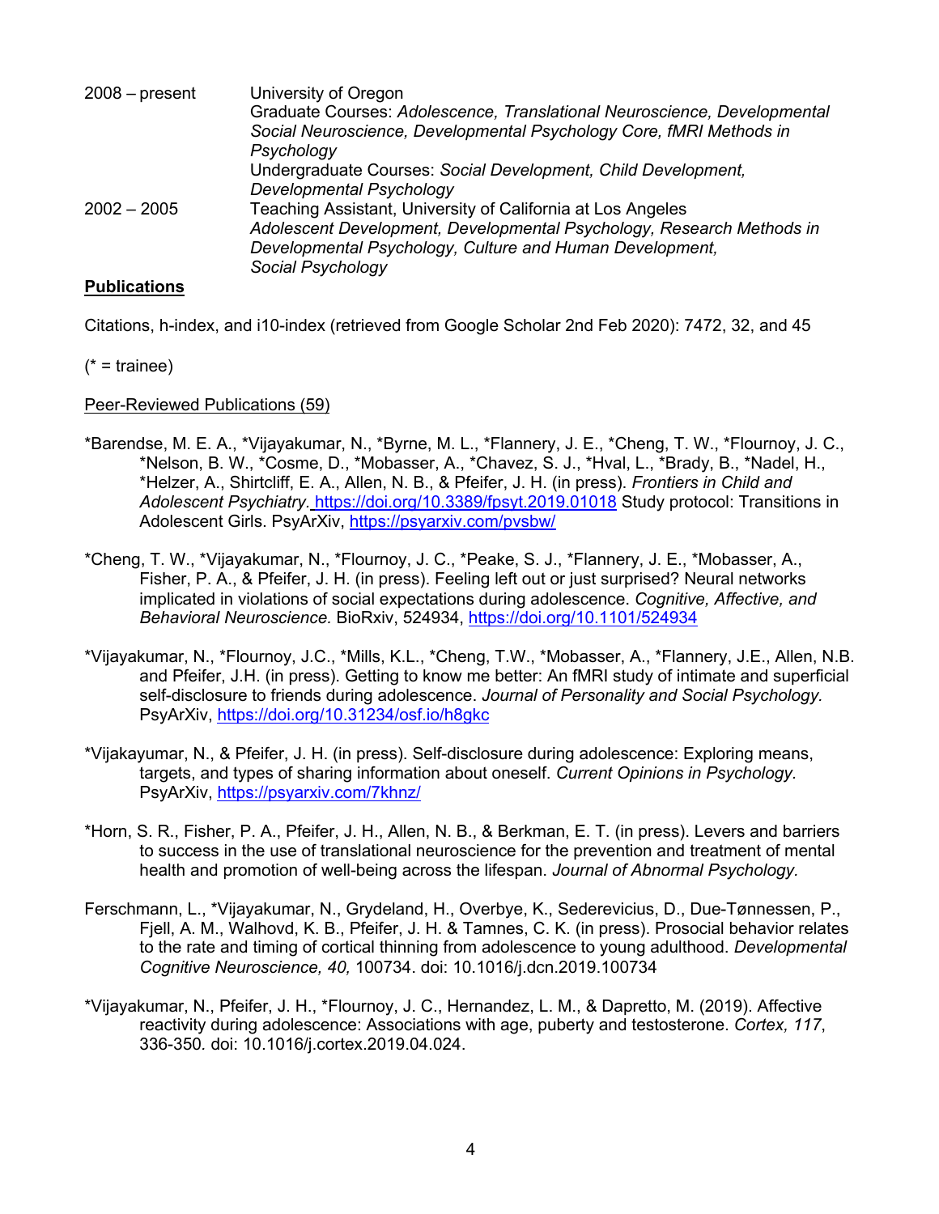| | |
|---|---|
| 2008 – present | University of Oregon<br>Graduate Courses: *Adolescence, Translational Neuroscience, Developmental Social Neuroscience, Developmental Psychology Core, fMRI Methods in Psychology*<br>Undergraduate Courses: *Social Development, Child Development, Developmental Psychology* |
| 2002 – 2005 | Teaching Assistant, University of California at Los Angeles<br>*Adolescent Development, Developmental Psychology, Research Methods in Developmental Psychology, Culture and Human Development, Social Psychology* |

**<u>Publications</u>**

Citations, h-index, and i10-index (retrieved from Google Scholar 2nd Feb 2020): 7472, 32, and 45

(* = trainee)

<u>Peer-Reviewed Publications (59)</u>

*Barendse, M. E. A., *Vijayakumar, N., *Byrne, M. L., *Flannery, J. E., *Cheng, T. W., *Flournoy, J. C., *Nelson, B. W., *Cosme, D., *Mobasser, A., *Chavez, S. J., *Hval, L., *Brady, B., *Nadel, H., *Helzer, A., Shirtcliff, E. A., Allen, N. B., & Pfeifer, J. H. (in press). *Frontiers in Child and Adolescent Psychiatry.* https://doi.org/10.3389/fpsyt.2019.01018 Study protocol: Transitions in Adolescent Girls. PsyArXiv, https://psyarxiv.com/pvsbw/

*Cheng, T. W., *Vijayakumar, N., *Flournoy, J. C., *Peake, S. J., *Flannery, J. E., *Mobasser, A., Fisher, P. A., & Pfeifer, J. H. (in press). Feeling left out or just surprised? Neural networks implicated in violations of social expectations during adolescence. *Cognitive, Affective, and Behavioral Neuroscience.* BioRxiv, 524934, https://doi.org/10.1101/524934

*Vijayakumar, N., *Flournoy, J.C., *Mills, K.L., *Cheng, T.W., *Mobasser, A., *Flannery, J.E., Allen, N.B. and Pfeifer, J.H. (in press). Getting to know me better: An fMRI study of intimate and superficial self-disclosure to friends during adolescence. *Journal of Personality and Social Psychology.* PsyArXiv, https://doi.org/10.31234/osf.io/h8gkc

*Vijakayumar, N., & Pfeifer, J. H. (in press). Self-disclosure during adolescence: Exploring means, targets, and types of sharing information about oneself. *Current Opinions in Psychology.* PsyArXiv, https://psyarxiv.com/7khnz/

*Horn, S. R., Fisher, P. A., Pfeifer, J. H., Allen, N. B., & Berkman, E. T. (in press). Levers and barriers to success in the use of translational neuroscience for the prevention and treatment of mental health and promotion of well-being across the lifespan. *Journal of Abnormal Psychology.*

Ferschmann, L., *Vijayakumar, N., Grydeland, H., Overbye, K., Sederevicius, D., Due-Tønnessen, P., Fjell, A. M., Walhovd, K. B., Pfeifer, J. H. & Tamnes, C. K. (in press). Prosocial behavior relates to the rate and timing of cortical thinning from adolescence to young adulthood. *Developmental Cognitive Neuroscience, 40,* 100734. doi: 10.1016/j.dcn.2019.100734

*Vijayakumar, N., Pfeifer, J. H., *Flournoy, J. C., Hernandez, L. M., & Dapretto, M. (2019). Affective reactivity during adolescence: Associations with age, puberty and testosterone. *Cortex, 117*, 336-350. doi: 10.1016/j.cortex.2019.04.024.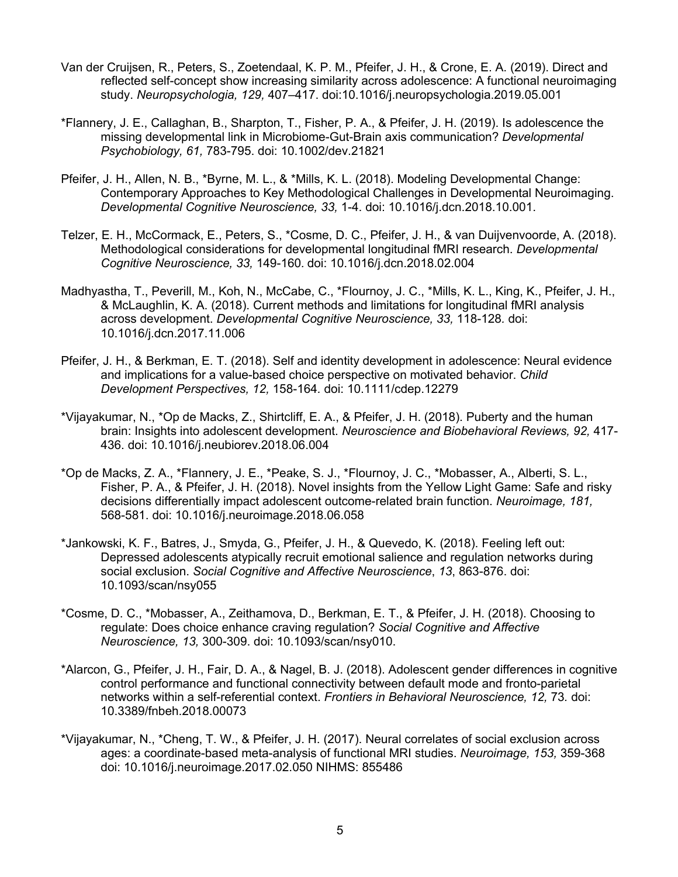Van der Cruijsen, R., Peters, S., Zoetendaal, K. P. M., Pfeifer, J. H., & Crone, E. A. (2019). Direct and reflected self-concept show increasing similarity across adolescence: A functional neuroimaging study. *Neuropsychologia, 129,* 407–417. doi:10.1016/j.neuropsychologia.2019.05.001

*Flannery, J. E., Callaghan, B., Sharpton, T., Fisher, P. A., & Pfeifer, J. H. (2019). Is adolescence the missing developmental link in Microbiome-Gut-Brain axis communication? *Developmental Psychobiology, 61,* 783-795. doi: 10.1002/dev.21821

Pfeifer, J. H., Allen, N. B., *Byrne, M. L., & *Mills, K. L. (2018). Modeling Developmental Change: Contemporary Approaches to Key Methodological Challenges in Developmental Neuroimaging. *Developmental Cognitive Neuroscience, 33,* 1-4. doi: 10.1016/j.dcn.2018.10.001.

Telzer, E. H., McCormack, E., Peters, S., *Cosme, D. C., Pfeifer, J. H., & van Duijvenvoorde, A. (2018). Methodological considerations for developmental longitudinal fMRI research. *Developmental Cognitive Neuroscience, 33,* 149-160. doi: 10.1016/j.dcn.2018.02.004

Madhyastha, T., Peverill, M., Koh, N., McCabe, C., *Flournoy, J. C., *Mills, K. L., King, K., Pfeifer, J. H., & McLaughlin, K. A. (2018). Current methods and limitations for longitudinal fMRI analysis across development. *Developmental Cognitive Neuroscience, 33,* 118-128. doi: 10.1016/j.dcn.2017.11.006

Pfeifer, J. H., & Berkman, E. T. (2018). Self and identity development in adolescence: Neural evidence and implications for a value-based choice perspective on motivated behavior. *Child Development Perspectives, 12,* 158-164. doi: 10.1111/cdep.12279

*Vijayakumar, N., *Op de Macks, Z., Shirtcliff, E. A., & Pfeifer, J. H. (2018). Puberty and the human brain: Insights into adolescent development. *Neuroscience and Biobehavioral Reviews, 92,* 417-436. doi: 10.1016/j.neubiorev.2018.06.004

*Op de Macks, Z. A., *Flannery, J. E., *Peake, S. J., *Flournoy, J. C., *Mobasser, A., Alberti, S. L., Fisher, P. A., & Pfeifer, J. H. (2018). Novel insights from the Yellow Light Game: Safe and risky decisions differentially impact adolescent outcome-related brain function. *Neuroimage, 181,* 568-581. doi: 10.1016/j.neuroimage.2018.06.058

*Jankowski, K. F., Batres, J., Smyda, G., Pfeifer, J. H., & Quevedo, K. (2018). Feeling left out: Depressed adolescents atypically recruit emotional salience and regulation networks during social exclusion. *Social Cognitive and Affective Neuroscience*, *13*, 863-876. doi: 10.1093/scan/nsy055

*Cosme, D. C., *Mobasser, A., Zeithamova, D., Berkman, E. T., & Pfeifer, J. H. (2018). Choosing to regulate: Does choice enhance craving regulation? *Social Cognitive and Affective Neuroscience, 13,* 300-309. doi: 10.1093/scan/nsy010.

*Alarcon, G., Pfeifer, J. H., Fair, D. A., & Nagel, B. J. (2018). Adolescent gender differences in cognitive control performance and functional connectivity between default mode and fronto-parietal networks within a self-referential context. *Frontiers in Behavioral Neuroscience, 12,* 73. doi: 10.3389/fnbeh.2018.00073

*Vijayakumar, N., *Cheng, T. W., & Pfeifer, J. H. (2017). Neural correlates of social exclusion across ages: a coordinate-based meta-analysis of functional MRI studies. *Neuroimage, 153,* 359-368 doi: 10.1016/j.neuroimage.2017.02.050 NIHMS: 855486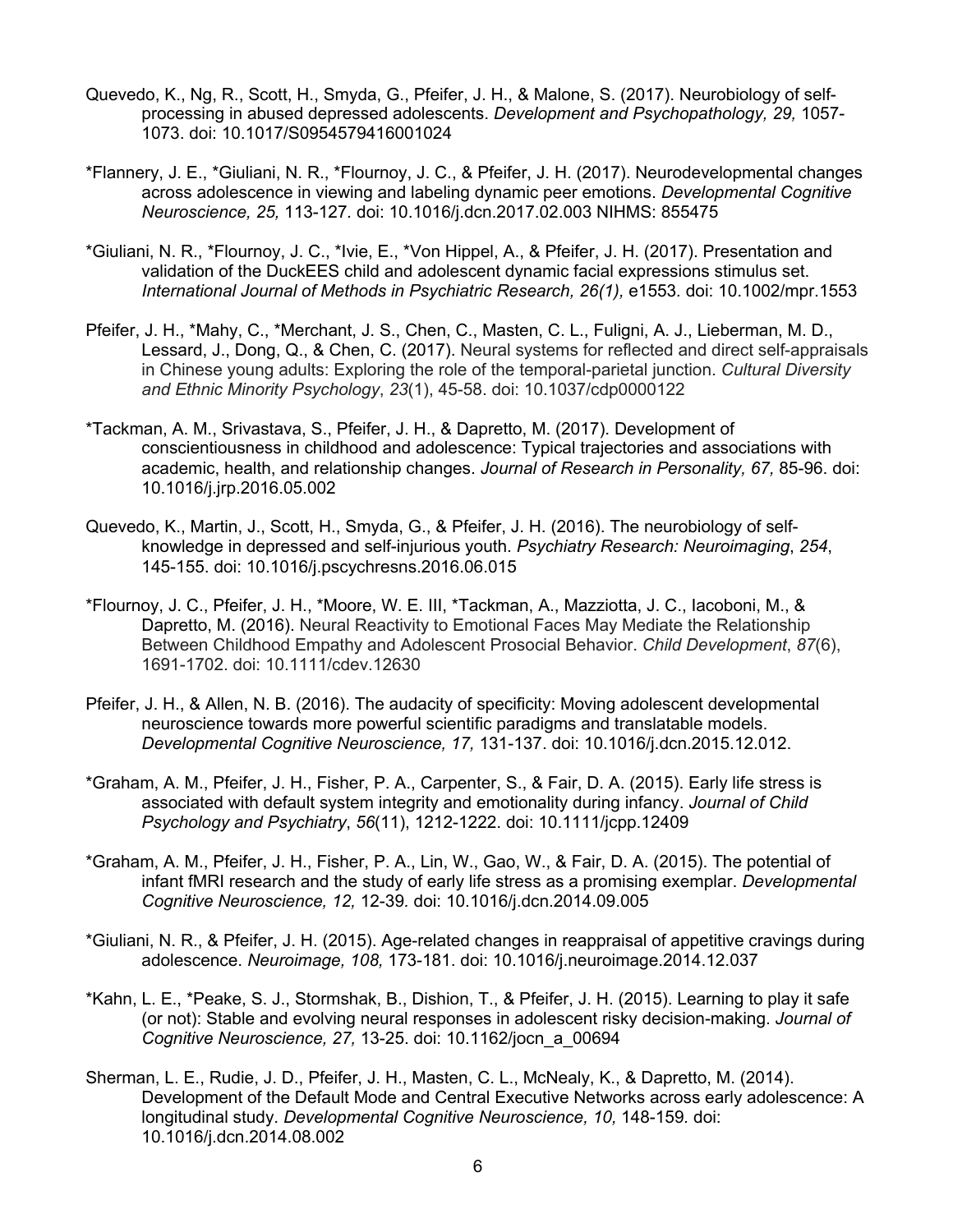Quevedo, K., Ng, R., Scott, H., Smyda, G., Pfeifer, J. H., & Malone, S. (2017). Neurobiology of self-processing in abused depressed adolescents. *Development and Psychopathology, 29,* 1057-1073. doi: 10.1017/S0954579416001024

*Flannery, J. E., *Giuliani, N. R., *Flournoy, J. C., & Pfeifer, J. H. (2017). Neurodevelopmental changes across adolescence in viewing and labeling dynamic peer emotions. *Developmental Cognitive Neuroscience, 25,* 113-127. doi: 10.1016/j.dcn.2017.02.003 NIHMS: 855475

*Giuliani, N. R., *Flournoy, J. C., *Ivie, E., *Von Hippel, A., & Pfeifer, J. H. (2017). Presentation and validation of the DuckEES child and adolescent dynamic facial expressions stimulus set. *International Journal of Methods in Psychiatric Research, 26(1),* e1553. doi: 10.1002/mpr.1553

Pfeifer, J. H., *Mahy, C., *Merchant, J. S., Chen, C., Masten, C. L., Fuligni, A. J., Lieberman, M. D., Lessard, J., Dong, Q., & Chen, C. (2017). Neural systems for reflected and direct self-appraisals in Chinese young adults: Exploring the role of the temporal-parietal junction. *Cultural Diversity and Ethnic Minority Psychology*, *23*(1), 45-58. doi: 10.1037/cdp0000122

*Tackman, A. M., Srivastava, S., Pfeifer, J. H., & Dapretto, M. (2017). Development of conscientiousness in childhood and adolescence: Typical trajectories and associations with academic, health, and relationship changes. *Journal of Research in Personality, 67,* 85-96. doi: 10.1016/j.jrp.2016.05.002

Quevedo, K., Martin, J., Scott, H., Smyda, G., & Pfeifer, J. H. (2016). The neurobiology of self-knowledge in depressed and self-injurious youth. *Psychiatry Research: Neuroimaging*, *254*, 145-155. doi: 10.1016/j.pscychresns.2016.06.015

*Flournoy, J. C., Pfeifer, J. H., *Moore, W. E. III, *Tackman, A., Mazziotta, J. C., Iacoboni, M., & Dapretto, M. (2016). Neural Reactivity to Emotional Faces May Mediate the Relationship Between Childhood Empathy and Adolescent Prosocial Behavior. *Child Development*, *87*(6), 1691-1702. doi: 10.1111/cdev.12630

Pfeifer, J. H., & Allen, N. B. (2016). The audacity of specificity: Moving adolescent developmental neuroscience towards more powerful scientific paradigms and translatable models. *Developmental Cognitive Neuroscience, 17,* 131-137. doi: 10.1016/j.dcn.2015.12.012.

*Graham, A. M., Pfeifer, J. H., Fisher, P. A., Carpenter, S., & Fair, D. A. (2015). Early life stress is associated with default system integrity and emotionality during infancy. *Journal of Child Psychology and Psychiatry*, *56*(11), 1212-1222. doi: 10.1111/jcpp.12409

*Graham, A. M., Pfeifer, J. H., Fisher, P. A., Lin, W., Gao, W., & Fair, D. A. (2015). The potential of infant fMRI research and the study of early life stress as a promising exemplar. *Developmental Cognitive Neuroscience, 12,* 12-39. doi: 10.1016/j.dcn.2014.09.005

*Giuliani, N. R., & Pfeifer, J. H. (2015). Age-related changes in reappraisal of appetitive cravings during adolescence. *Neuroimage, 108,* 173-181. doi: 10.1016/j.neuroimage.2014.12.037

*Kahn, L. E., *Peake, S. J., Stormshak, B., Dishion, T., & Pfeifer, J. H. (2015). Learning to play it safe (or not): Stable and evolving neural responses in adolescent risky decision-making. *Journal of Cognitive Neuroscience, 27,* 13-25. doi: 10.1162/jocn_a_00694

Sherman, L. E., Rudie, J. D., Pfeifer, J. H., Masten, C. L., McNealy, K., & Dapretto, M. (2014). Development of the Default Mode and Central Executive Networks across early adolescence: A longitudinal study. *Developmental Cognitive Neuroscience, 10,* 148-159. doi: 10.1016/j.dcn.2014.08.002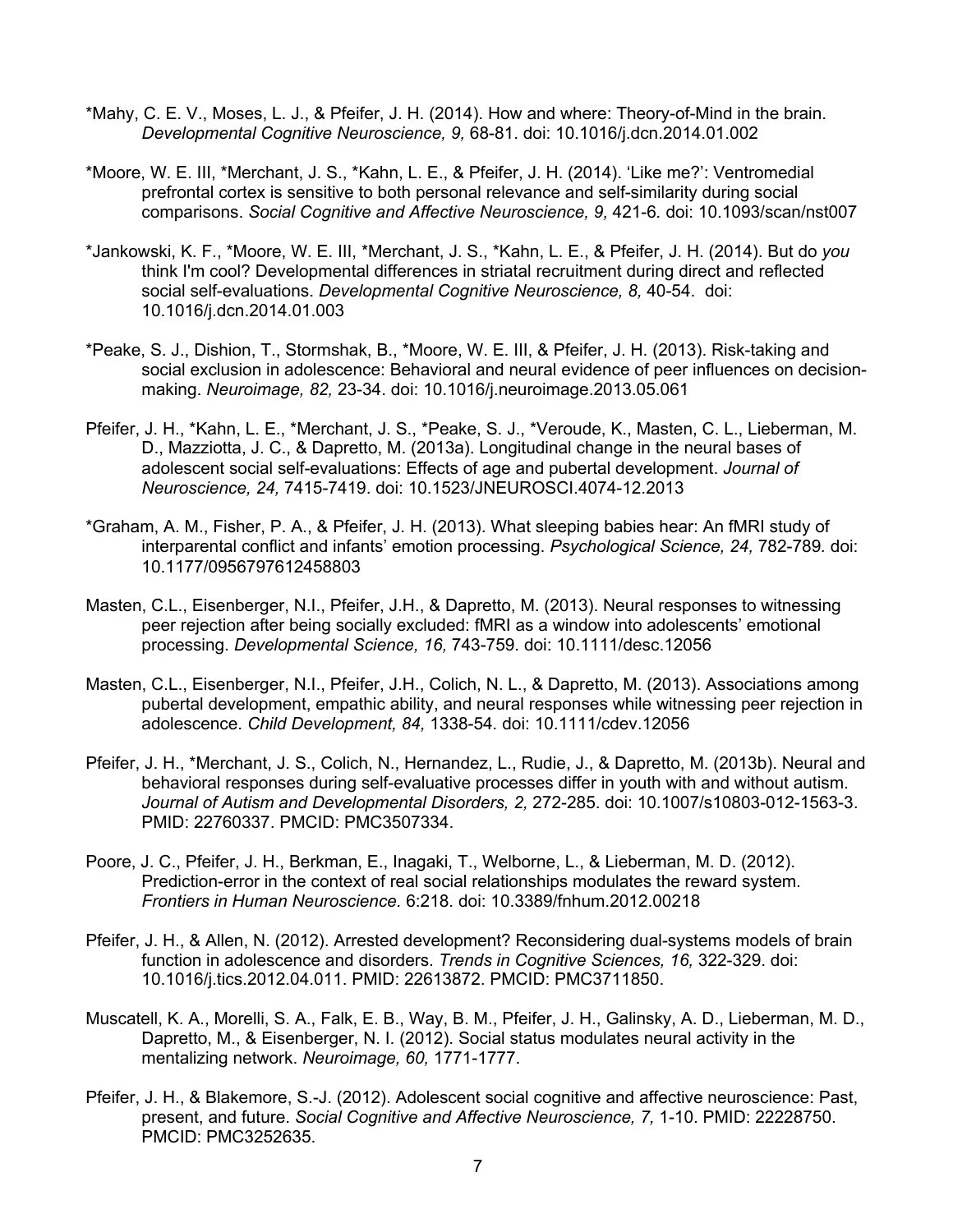*Mahy, C. E. V., Moses, L. J., & Pfeifer, J. H. (2014). How and where: Theory-of-Mind in the brain. *Developmental Cognitive Neuroscience, 9,* 68-81. doi: 10.1016/j.dcn.2014.01.002

*Moore, W. E. III, *Merchant, J. S., *Kahn, L. E., & Pfeifer, J. H. (2014). 'Like me?': Ventromedial prefrontal cortex is sensitive to both personal relevance and self-similarity during social comparisons. *Social Cognitive and Affective Neuroscience, 9,* 421-6. doi: 10.1093/scan/nst007

*Jankowski, K. F., *Moore, W. E. III, *Merchant, J. S., *Kahn, L. E., & Pfeifer, J. H. (2014). But do *you* think I'm cool? Developmental differences in striatal recruitment during direct and reflected social self-evaluations. *Developmental Cognitive Neuroscience, 8,* 40-54. doi: 10.1016/j.dcn.2014.01.003

*Peake, S. J., Dishion, T., Stormshak, B., *Moore, W. E. III, & Pfeifer, J. H. (2013). Risk-taking and social exclusion in adolescence: Behavioral and neural evidence of peer influences on decision-making. *Neuroimage, 82,* 23-34. doi: 10.1016/j.neuroimage.2013.05.061

Pfeifer, J. H., *Kahn, L. E., *Merchant, J. S., *Peake, S. J., *Veroude, K., Masten, C. L., Lieberman, M. D., Mazziotta, J. C., & Dapretto, M. (2013a). Longitudinal change in the neural bases of adolescent social self-evaluations: Effects of age and pubertal development. *Journal of Neuroscience, 24,* 7415-7419. doi: 10.1523/JNEUROSCI.4074-12.2013

*Graham, A. M., Fisher, P. A., & Pfeifer, J. H. (2013). What sleeping babies hear: An fMRI study of interparental conflict and infants' emotion processing. *Psychological Science, 24,* 782-789. doi: 10.1177/0956797612458803

Masten, C.L., Eisenberger, N.I., Pfeifer, J.H., & Dapretto, M. (2013). Neural responses to witnessing peer rejection after being socially excluded: fMRI as a window into adolescents' emotional processing. *Developmental Science, 16,* 743-759. doi: 10.1111/desc.12056

Masten, C.L., Eisenberger, N.I., Pfeifer, J.H., Colich, N. L., & Dapretto, M. (2013). Associations among pubertal development, empathic ability, and neural responses while witnessing peer rejection in adolescence. *Child Development, 84,* 1338-54. doi: 10.1111/cdev.12056

Pfeifer, J. H., *Merchant, J. S., Colich, N., Hernandez, L., Rudie, J., & Dapretto, M. (2013b). Neural and behavioral responses during self-evaluative processes differ in youth with and without autism. *Journal of Autism and Developmental Disorders, 2,* 272-285. doi: 10.1007/s10803-012-1563-3. PMID: 22760337. PMCID: PMC3507334.

Poore, J. C., Pfeifer, J. H., Berkman, E., Inagaki, T., Welborne, L., & Lieberman, M. D. (2012). Prediction-error in the context of real social relationships modulates the reward system. *Frontiers in Human Neuroscience.* 6:218. doi: 10.3389/fnhum.2012.00218

Pfeifer, J. H., & Allen, N. (2012). Arrested development? Reconsidering dual-systems models of brain function in adolescence and disorders. *Trends in Cognitive Sciences, 16,* 322-329. doi: 10.1016/j.tics.2012.04.011. PMID: 22613872. PMCID: PMC3711850.

Muscatell, K. A., Morelli, S. A., Falk, E. B., Way, B. M., Pfeifer, J. H., Galinsky, A. D., Lieberman, M. D., Dapretto, M., & Eisenberger, N. I. (2012). Social status modulates neural activity in the mentalizing network. *Neuroimage, 60,* 1771-1777.

Pfeifer, J. H., & Blakemore, S.-J. (2012). Adolescent social cognitive and affective neuroscience: Past, present, and future. *Social Cognitive and Affective Neuroscience, 7,* 1-10. PMID: 22228750. PMCID: PMC3252635.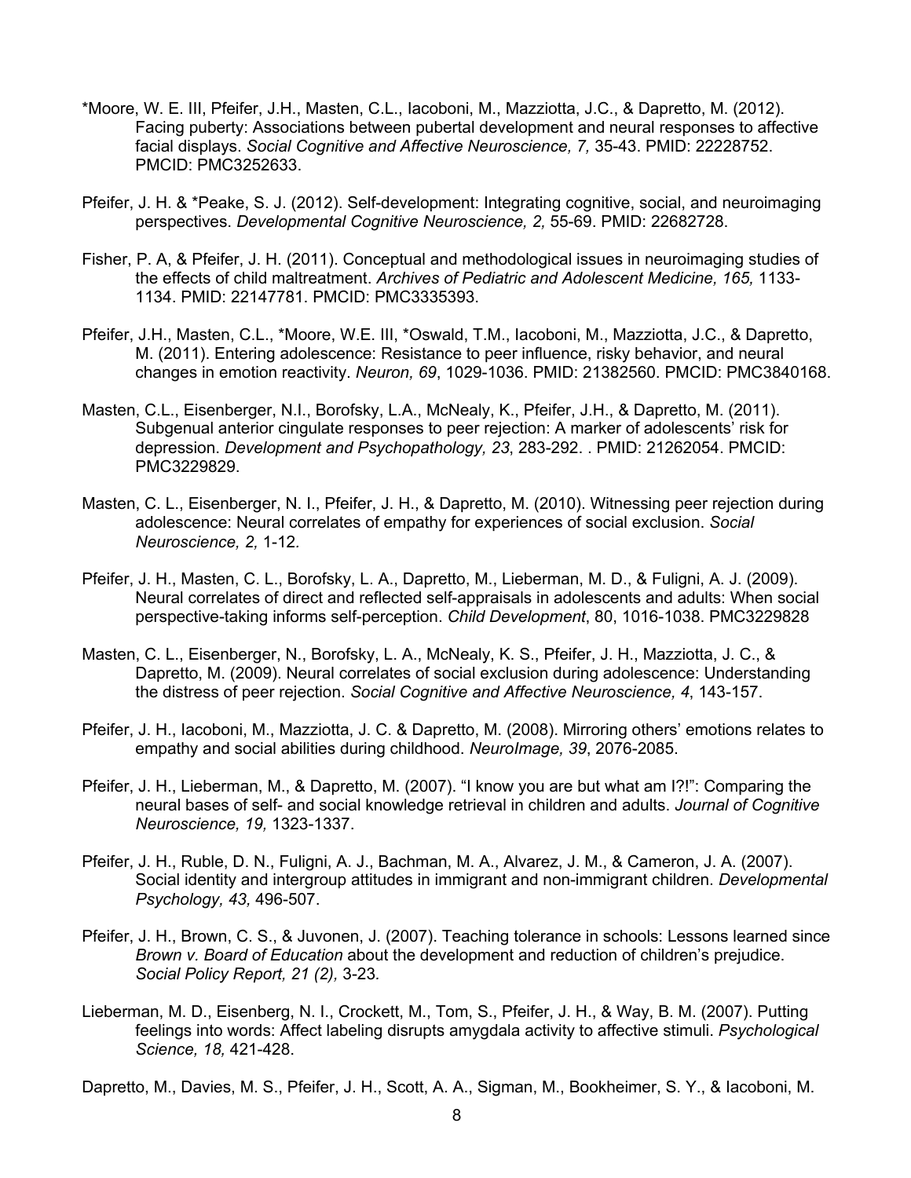*Moore, W. E. III, Pfeifer, J.H., Masten, C.L., Iacoboni, M., Mazziotta, J.C., & Dapretto, M. (2012). Facing puberty: Associations between pubertal development and neural responses to affective facial displays. *Social Cognitive and Affective Neuroscience, 7,* 35-43. PMID: 22228752. PMCID: PMC3252633.

Pfeifer, J. H. & *Peake, S. J. (2012). Self-development: Integrating cognitive, social, and neuroimaging perspectives. *Developmental Cognitive Neuroscience, 2,* 55-69. PMID: 22682728.

Fisher, P. A, & Pfeifer, J. H. (2011). Conceptual and methodological issues in neuroimaging studies of the effects of child maltreatment. *Archives of Pediatric and Adolescent Medicine, 165,* 1133-1134. PMID: 22147781. PMCID: PMC3335393.

Pfeifer, J.H., Masten, C.L., *Moore, W.E. III, *Oswald, T.M., Iacoboni, M., Mazziotta, J.C., & Dapretto, M. (2011). Entering adolescence: Resistance to peer influence, risky behavior, and neural changes in emotion reactivity. *Neuron, 69*, 1029-1036. PMID: 21382560. PMCID: PMC3840168.

Masten, C.L., Eisenberger, N.I., Borofsky, L.A., McNealy, K., Pfeifer, J.H., & Dapretto, M. (2011). Subgenual anterior cingulate responses to peer rejection: A marker of adolescents' risk for depression. *Development and Psychopathology, 23*, 283-292. . PMID: 21262054. PMCID: PMC3229829.

Masten, C. L., Eisenberger, N. I., Pfeifer, J. H., & Dapretto, M. (2010). Witnessing peer rejection during adolescence: Neural correlates of empathy for experiences of social exclusion. *Social Neuroscience, 2,* 1-12*.*

Pfeifer, J. H., Masten, C. L., Borofsky, L. A., Dapretto, M., Lieberman, M. D., & Fuligni, A. J. (2009). Neural correlates of direct and reflected self-appraisals in adolescents and adults: When social perspective-taking informs self-perception. *Child Development*, 80, 1016-1038. PMC3229828

Masten, C. L., Eisenberger, N., Borofsky, L. A., McNealy, K. S., Pfeifer, J. H., Mazziotta, J. C., & Dapretto, M. (2009). Neural correlates of social exclusion during adolescence: Understanding the distress of peer rejection. *Social Cognitive and Affective Neuroscience, 4*, 143-157.

Pfeifer, J. H., Iacoboni, M., Mazziotta, J. C. & Dapretto, M. (2008). Mirroring others' emotions relates to empathy and social abilities during childhood. *NeuroImage, 39*, 2076-2085.

Pfeifer, J. H., Lieberman, M., & Dapretto, M. (2007). "I know you are but what am I?!": Comparing the neural bases of self- and social knowledge retrieval in children and adults. *Journal of Cognitive Neuroscience, 19,* 1323-1337.

Pfeifer, J. H., Ruble, D. N., Fuligni, A. J., Bachman, M. A., Alvarez, J. M., & Cameron, J. A. (2007). Social identity and intergroup attitudes in immigrant and non-immigrant children. *Developmental Psychology, 43,* 496-507.

Pfeifer, J. H., Brown, C. S., & Juvonen, J. (2007). Teaching tolerance in schools: Lessons learned since *Brown v. Board of Education* about the development and reduction of children's prejudice. *Social Policy Report, 21 (2),* 3-23*.*

Lieberman, M. D., Eisenberg, N. I., Crockett, M., Tom, S., Pfeifer, J. H., & Way, B. M. (2007). Putting feelings into words: Affect labeling disrupts amygdala activity to affective stimuli. *Psychological Science, 18,* 421-428.

Dapretto, M., Davies, M. S., Pfeifer, J. H., Scott, A. A., Sigman, M., Bookheimer, S. Y., & Iacoboni, M.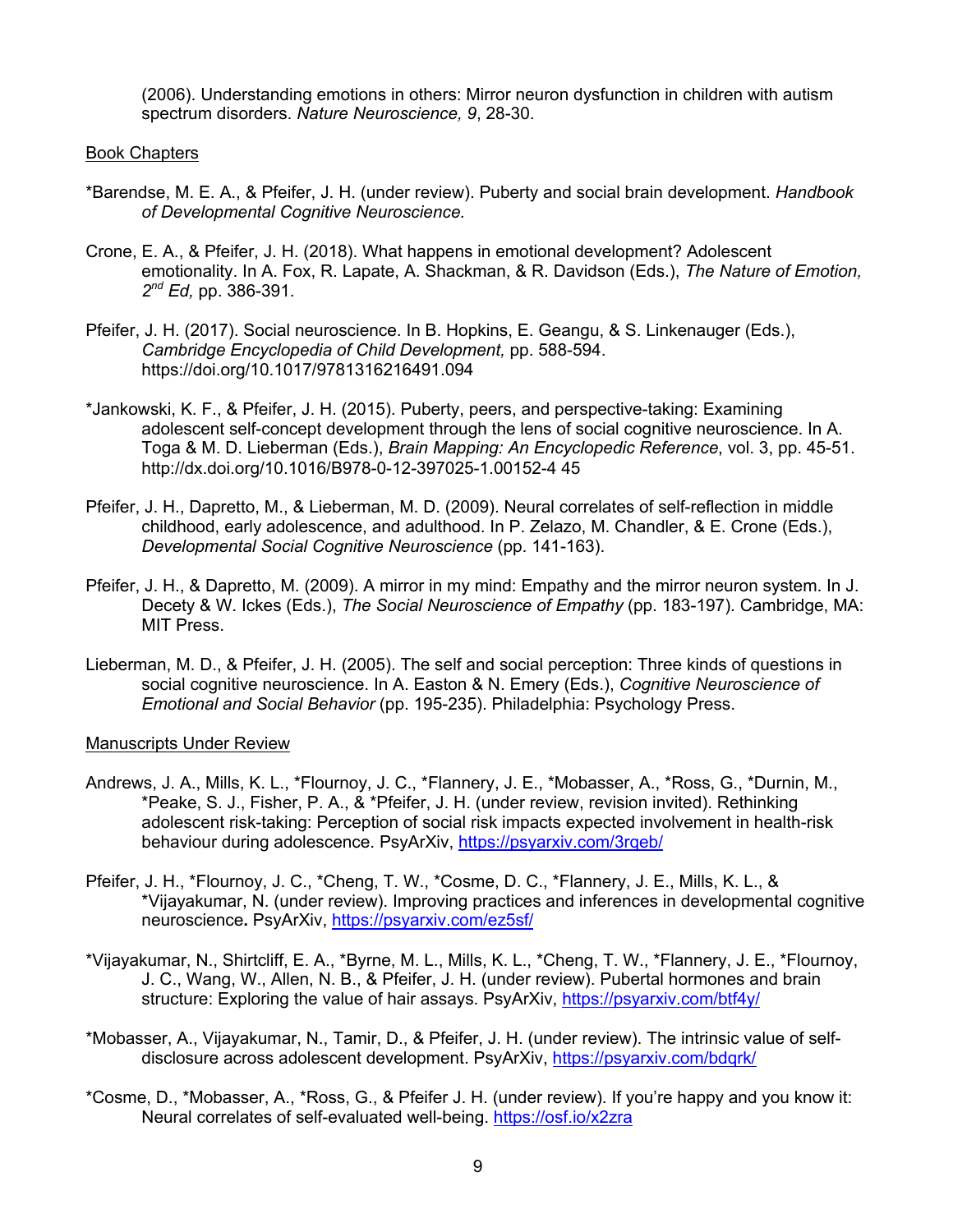(2006). Understanding emotions in others: Mirror neuron dysfunction in children with autism spectrum disorders. *Nature Neuroscience, 9*, 28-30.

Book Chapters

*Barendse, M. E. A., & Pfeifer, J. H. (under review). Puberty and social brain development. *Handbook of Developmental Cognitive Neuroscience.*

Crone, E. A., & Pfeifer, J. H. (2018). What happens in emotional development? Adolescent emotionality. In A. Fox, R. Lapate, A. Shackman, & R. Davidson (Eds.), *The Nature of Emotion, 2nd Ed,* pp. 386-391.

Pfeifer, J. H. (2017). Social neuroscience. In B. Hopkins, E. Geangu, & S. Linkenauger (Eds.), *Cambridge Encyclopedia of Child Development,* pp. 588-594. https://doi.org/10.1017/9781316216491.094

*Jankowski, K. F., & Pfeifer, J. H. (2015). Puberty, peers, and perspective-taking: Examining adolescent self-concept development through the lens of social cognitive neuroscience. In A. Toga & M. D. Lieberman (Eds.), *Brain Mapping: An Encyclopedic Reference*, vol. 3, pp. 45-51. http://dx.doi.org/10.1016/B978-0-12-397025-1.00152-4 45

Pfeifer, J. H., Dapretto, M., & Lieberman, M. D. (2009). Neural correlates of self-reflection in middle childhood, early adolescence, and adulthood. In P. Zelazo, M. Chandler, & E. Crone (Eds.), *Developmental Social Cognitive Neuroscience* (pp. 141-163).

Pfeifer, J. H., & Dapretto, M. (2009). A mirror in my mind: Empathy and the mirror neuron system. In J. Decety & W. Ickes (Eds.), *The Social Neuroscience of Empathy* (pp. 183-197). Cambridge, MA: MIT Press.

Lieberman, M. D., & Pfeifer, J. H. (2005). The self and social perception: Three kinds of questions in social cognitive neuroscience. In A. Easton & N. Emery (Eds.), *Cognitive Neuroscience of Emotional and Social Behavior* (pp. 195-235). Philadelphia: Psychology Press.

Manuscripts Under Review

Andrews, J. A., Mills, K. L., *Flournoy, J. C., *Flannery, J. E., *Mobasser, A., *Ross, G., *Durnin, M., *Peake, S. J., Fisher, P. A., & *Pfeifer, J. H. (under review, revision invited). Rethinking adolescent risk-taking: Perception of social risk impacts expected involvement in health-risk behaviour during adolescence. PsyArXiv, https://psyarxiv.com/3rqeb/

Pfeifer, J. H., *Flournoy, J. C., *Cheng, T. W., *Cosme, D. C., *Flannery, J. E., Mills, K. L., & *Vijayakumar, N. (under review). Improving practices and inferences in developmental cognitive neuroscience**.** PsyArXiv, https://psyarxiv.com/ez5sf/

*Vijayakumar, N., Shirtcliff, E. A., *Byrne, M. L., Mills, K. L., *Cheng, T. W., *Flannery, J. E., *Flournoy, J. C., Wang, W., Allen, N. B., & Pfeifer, J. H. (under review). Pubertal hormones and brain structure: Exploring the value of hair assays. PsyArXiv, https://psyarxiv.com/btf4y/

*Mobasser, A., Vijayakumar, N., Tamir, D., & Pfeifer, J. H. (under review). The intrinsic value of self-disclosure across adolescent development. PsyArXiv, https://psyarxiv.com/bdqrk/

*Cosme, D., *Mobasser, A., *Ross, G., & Pfeifer J. H. (under review). If you're happy and you know it: Neural correlates of self-evaluated well-being. https://osf.io/x2zra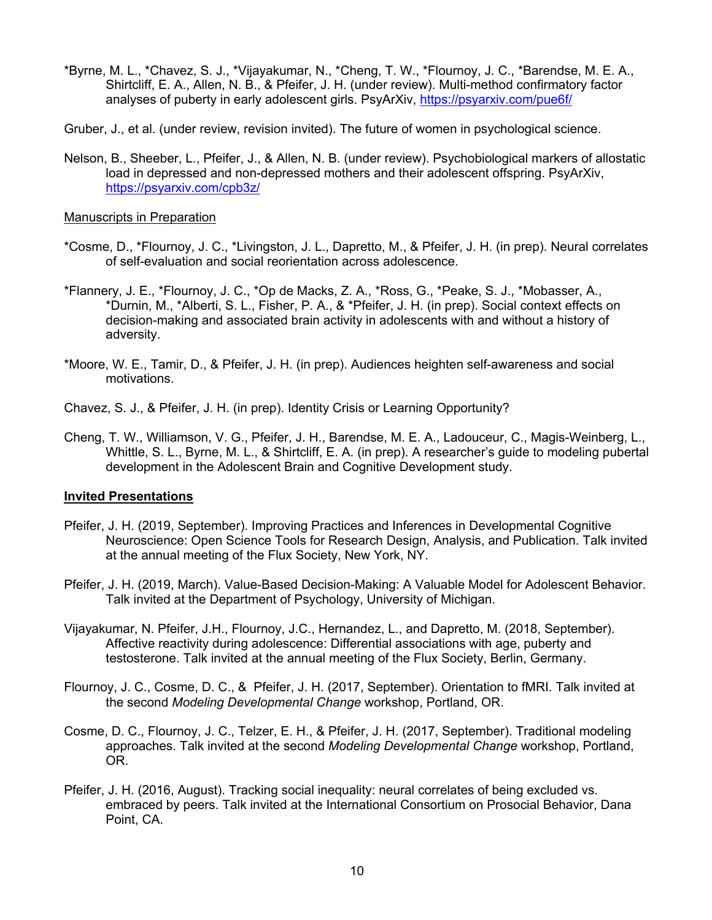*Byrne, M. L., *Chavez, S. J., *Vijayakumar, N., *Cheng, T. W., *Flournoy, J. C., *Barendse, M. E. A., Shirtcliff, E. A., Allen, N. B., & Pfeifer, J. H. (under review). Multi-method confirmatory factor analyses of puberty in early adolescent girls. PsyArXiv, https://psyarxiv.com/pue6f/

Gruber, J., et al. (under review, revision invited). The future of women in psychological science.

Nelson, B., Sheeber, L., Pfeifer, J., & Allen, N. B. (under review). Psychobiological markers of allostatic load in depressed and non-depressed mothers and their adolescent offspring. PsyArXiv, https://psyarxiv.com/cpb3z/

Manuscripts in Preparation

*Cosme, D., *Flournoy, J. C., *Livingston, J. L., Dapretto, M., & Pfeifer, J. H. (in prep). Neural correlates of self-evaluation and social reorientation across adolescence.

*Flannery, J. E., *Flournoy, J. C., *Op de Macks, Z. A., *Ross, G., *Peake, S. J., *Mobasser, A., *Durnin, M., *Alberti, S. L., Fisher, P. A., & *Pfeifer, J. H. (in prep). Social context effects on decision-making and associated brain activity in adolescents with and without a history of adversity.

*Moore, W. E., Tamir, D., & Pfeifer, J. H. (in prep). Audiences heighten self-awareness and social motivations.

Chavez, S. J., & Pfeifer, J. H. (in prep). Identity Crisis or Learning Opportunity?

Cheng, T. W., Williamson, V. G., Pfeifer, J. H., Barendse, M. E. A., Ladouceur, C., Magis-Weinberg, L., Whittle, S. L., Byrne, M. L., & Shirtcliff, E. A. (in prep). A researcher's guide to modeling pubertal development in the Adolescent Brain and Cognitive Development study.

**Invited Presentations**

Pfeifer, J. H. (2019, September). Improving Practices and Inferences in Developmental Cognitive Neuroscience: Open Science Tools for Research Design, Analysis, and Publication. Talk invited at the annual meeting of the Flux Society, New York, NY.

Pfeifer, J. H. (2019, March). Value-Based Decision-Making: A Valuable Model for Adolescent Behavior. Talk invited at the Department of Psychology, University of Michigan.

Vijayakumar, N. Pfeifer, J.H., Flournoy, J.C., Hernandez, L., and Dapretto, M. (2018, September). Affective reactivity during adolescence: Differential associations with age, puberty and testosterone. Talk invited at the annual meeting of the Flux Society, Berlin, Germany.

Flournoy, J. C., Cosme, D. C., & Pfeifer, J. H. (2017, September). Orientation to fMRI. Talk invited at the second *Modeling Developmental Change* workshop, Portland, OR.

Cosme, D. C., Flournoy, J. C., Telzer, E. H., & Pfeifer, J. H. (2017, September). Traditional modeling approaches. Talk invited at the second *Modeling Developmental Change* workshop, Portland, OR.

Pfeifer, J. H. (2016, August). Tracking social inequality: neural correlates of being excluded vs. embraced by peers. Talk invited at the International Consortium on Prosocial Behavior, Dana Point, CA.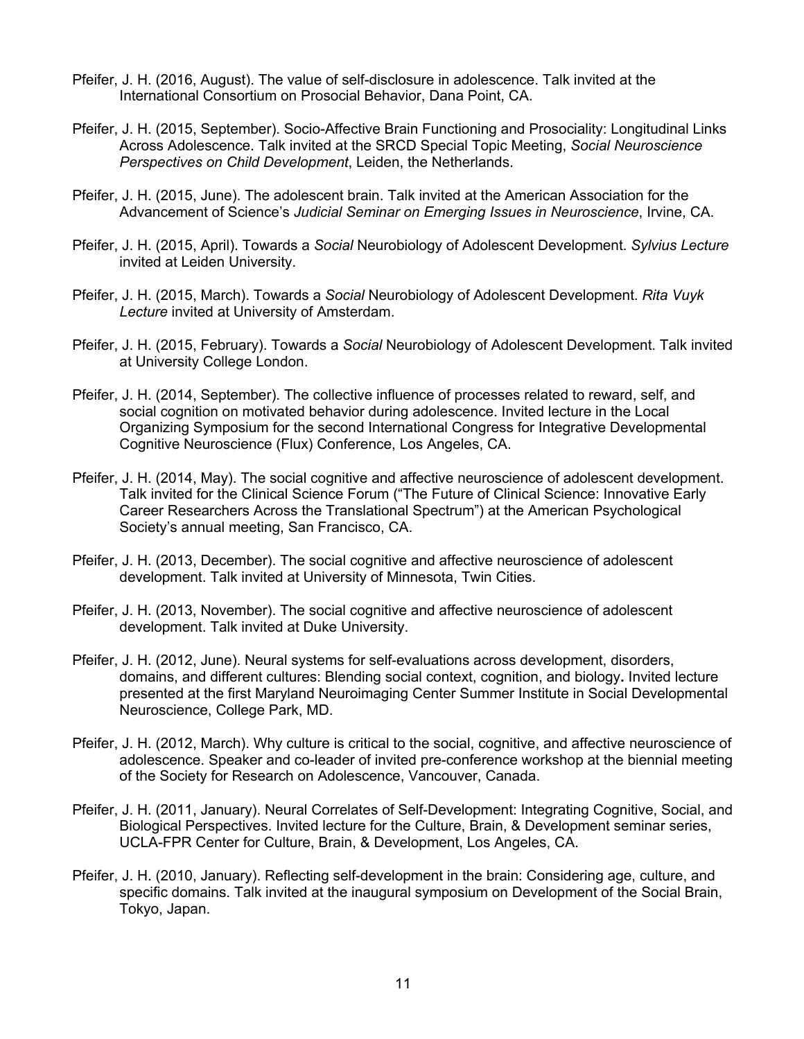Pfeifer, J. H. (2016, August). The value of self-disclosure in adolescence. Talk invited at the International Consortium on Prosocial Behavior, Dana Point, CA.

Pfeifer, J. H. (2015, September). Socio-Affective Brain Functioning and Prosociality: Longitudinal Links Across Adolescence. Talk invited at the SRCD Special Topic Meeting, *Social Neuroscience Perspectives on Child Development*, Leiden, the Netherlands.

Pfeifer, J. H. (2015, June). The adolescent brain. Talk invited at the American Association for the Advancement of Science's *Judicial Seminar on Emerging Issues in Neuroscience*, Irvine, CA.

Pfeifer, J. H. (2015, April). Towards a *Social* Neurobiology of Adolescent Development. *Sylvius Lecture* invited at Leiden University.

Pfeifer, J. H. (2015, March). Towards a *Social* Neurobiology of Adolescent Development. *Rita Vuyk Lecture* invited at University of Amsterdam.

Pfeifer, J. H. (2015, February). Towards a *Social* Neurobiology of Adolescent Development. Talk invited at University College London.

Pfeifer, J. H. (2014, September). The collective influence of processes related to reward, self, and social cognition on motivated behavior during adolescence. Invited lecture in the Local Organizing Symposium for the second International Congress for Integrative Developmental Cognitive Neuroscience (Flux) Conference, Los Angeles, CA.

Pfeifer, J. H. (2014, May). The social cognitive and affective neuroscience of adolescent development. Talk invited for the Clinical Science Forum ("The Future of Clinical Science: Innovative Early Career Researchers Across the Translational Spectrum") at the American Psychological Society's annual meeting, San Francisco, CA.

Pfeifer, J. H. (2013, December). The social cognitive and affective neuroscience of adolescent development. Talk invited at University of Minnesota, Twin Cities.

Pfeifer, J. H. (2013, November). The social cognitive and affective neuroscience of adolescent development. Talk invited at Duke University.

Pfeifer, J. H. (2012, June). Neural systems for self-evaluations across development, disorders, domains, and different cultures: Blending social context, cognition, and biology**.** Invited lecture presented at the first Maryland Neuroimaging Center Summer Institute in Social Developmental Neuroscience, College Park, MD.

Pfeifer, J. H. (2012, March). Why culture is critical to the social, cognitive, and affective neuroscience of adolescence. Speaker and co-leader of invited pre-conference workshop at the biennial meeting of the Society for Research on Adolescence, Vancouver, Canada.

Pfeifer, J. H. (2011, January). Neural Correlates of Self-Development: Integrating Cognitive, Social, and Biological Perspectives. Invited lecture for the Culture, Brain, & Development seminar series, UCLA-FPR Center for Culture, Brain, & Development, Los Angeles, CA.

Pfeifer, J. H. (2010, January). Reflecting self-development in the brain: Considering age, culture, and specific domains. Talk invited at the inaugural symposium on Development of the Social Brain, Tokyo, Japan.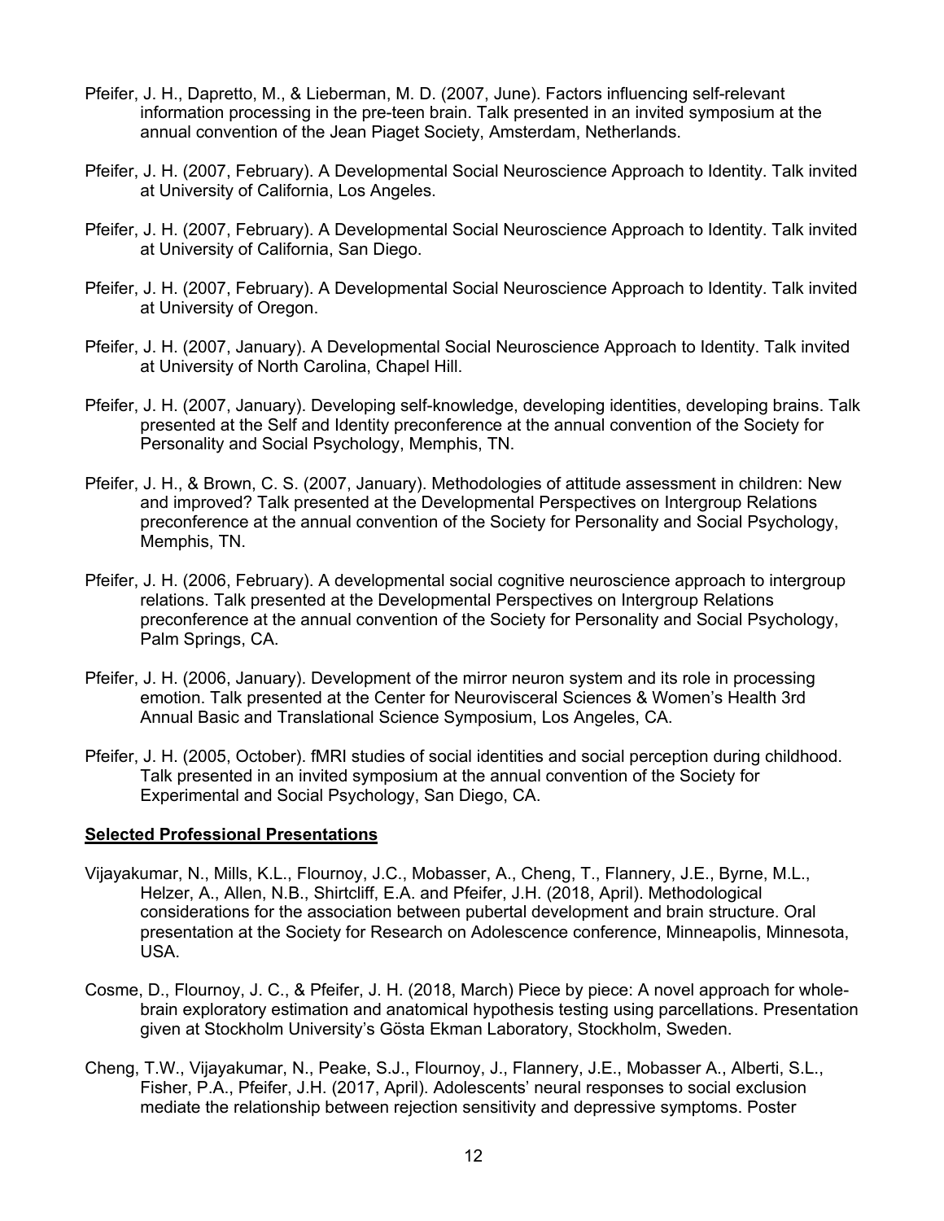Pfeifer, J. H., Dapretto, M., & Lieberman, M. D. (2007, June). Factors influencing self-relevant information processing in the pre-teen brain. Talk presented in an invited symposium at the annual convention of the Jean Piaget Society, Amsterdam, Netherlands.

Pfeifer, J. H. (2007, February). A Developmental Social Neuroscience Approach to Identity. Talk invited at University of California, Los Angeles.

Pfeifer, J. H. (2007, February). A Developmental Social Neuroscience Approach to Identity. Talk invited at University of California, San Diego.

Pfeifer, J. H. (2007, February). A Developmental Social Neuroscience Approach to Identity. Talk invited at University of Oregon.

Pfeifer, J. H. (2007, January). A Developmental Social Neuroscience Approach to Identity. Talk invited at University of North Carolina, Chapel Hill.

Pfeifer, J. H. (2007, January). Developing self-knowledge, developing identities, developing brains. Talk presented at the Self and Identity preconference at the annual convention of the Society for Personality and Social Psychology, Memphis, TN.

Pfeifer, J. H., & Brown, C. S. (2007, January). Methodologies of attitude assessment in children: New and improved? Talk presented at the Developmental Perspectives on Intergroup Relations preconference at the annual convention of the Society for Personality and Social Psychology, Memphis, TN.

Pfeifer, J. H. (2006, February). A developmental social cognitive neuroscience approach to intergroup relations. Talk presented at the Developmental Perspectives on Intergroup Relations preconference at the annual convention of the Society for Personality and Social Psychology, Palm Springs, CA.

Pfeifer, J. H. (2006, January). Development of the mirror neuron system and its role in processing emotion. Talk presented at the Center for Neurovisceral Sciences & Women's Health 3rd Annual Basic and Translational Science Symposium, Los Angeles, CA.

Pfeifer, J. H. (2005, October). fMRI studies of social identities and social perception during childhood. Talk presented in an invited symposium at the annual convention of the Society for Experimental and Social Psychology, San Diego, CA.

**Selected Professional Presentations**

Vijayakumar, N., Mills, K.L., Flournoy, J.C., Mobasser, A., Cheng, T., Flannery, J.E., Byrne, M.L., Helzer, A., Allen, N.B., Shirtcliff, E.A. and Pfeifer, J.H. (2018, April). Methodological considerations for the association between pubertal development and brain structure. Oral presentation at the Society for Research on Adolescence conference, Minneapolis, Minnesota, USA.

Cosme, D., Flournoy, J. C., & Pfeifer, J. H. (2018, March) Piece by piece: A novel approach for whole-brain exploratory estimation and anatomical hypothesis testing using parcellations. Presentation given at Stockholm University's Gösta Ekman Laboratory, Stockholm, Sweden.

Cheng, T.W., Vijayakumar, N., Peake, S.J., Flournoy, J., Flannery, J.E., Mobasser A., Alberti, S.L., Fisher, P.A., Pfeifer, J.H. (2017, April). Adolescents' neural responses to social exclusion mediate the relationship between rejection sensitivity and depressive symptoms. Poster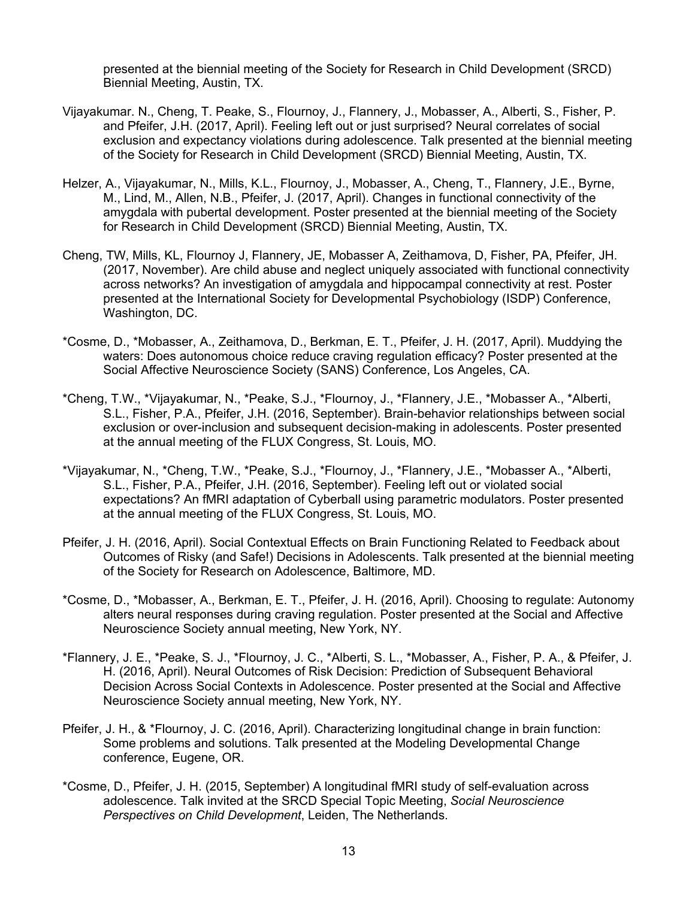presented at the biennial meeting of the Society for Research in Child Development (SRCD) Biennial Meeting, Austin, TX.

Vijayakumar. N., Cheng, T. Peake, S., Flournoy, J., Flannery, J., Mobasser, A., Alberti, S., Fisher, P. and Pfeifer, J.H. (2017, April). Feeling left out or just surprised? Neural correlates of social exclusion and expectancy violations during adolescence. Talk presented at the biennial meeting of the Society for Research in Child Development (SRCD) Biennial Meeting, Austin, TX.

Helzer, A., Vijayakumar, N., Mills, K.L., Flournoy, J., Mobasser, A., Cheng, T., Flannery, J.E., Byrne, M., Lind, M., Allen, N.B., Pfeifer, J. (2017, April). Changes in functional connectivity of the amygdala with pubertal development. Poster presented at the biennial meeting of the Society for Research in Child Development (SRCD) Biennial Meeting, Austin, TX.

Cheng, TW, Mills, KL, Flournoy J, Flannery, JE, Mobasser A, Zeithamova, D, Fisher, PA, Pfeifer, JH. (2017, November). Are child abuse and neglect uniquely associated with functional connectivity across networks? An investigation of amygdala and hippocampal connectivity at rest. Poster presented at the International Society for Developmental Psychobiology (ISDP) Conference, Washington, DC.

*Cosme, D., *Mobasser, A., Zeithamova, D., Berkman, E. T., Pfeifer, J. H. (2017, April). Muddying the waters: Does autonomous choice reduce craving regulation efficacy? Poster presented at the Social Affective Neuroscience Society (SANS) Conference, Los Angeles, CA.

*Cheng, T.W., *Vijayakumar, N., *Peake, S.J., *Flournoy, J., *Flannery, J.E., *Mobasser A., *Alberti, S.L., Fisher, P.A., Pfeifer, J.H. (2016, September). Brain-behavior relationships between social exclusion or over-inclusion and subsequent decision-making in adolescents. Poster presented at the annual meeting of the FLUX Congress, St. Louis, MO.

*Vijayakumar, N., *Cheng, T.W., *Peake, S.J., *Flournoy, J., *Flannery, J.E., *Mobasser A., *Alberti, S.L., Fisher, P.A., Pfeifer, J.H. (2016, September). Feeling left out or violated social expectations? An fMRI adaptation of Cyberball using parametric modulators. Poster presented at the annual meeting of the FLUX Congress, St. Louis, MO.

Pfeifer, J. H. (2016, April). Social Contextual Effects on Brain Functioning Related to Feedback about Outcomes of Risky (and Safe!) Decisions in Adolescents. Talk presented at the biennial meeting of the Society for Research on Adolescence, Baltimore, MD.

*Cosme, D., *Mobasser, A., Berkman, E. T., Pfeifer, J. H. (2016, April). Choosing to regulate: Autonomy alters neural responses during craving regulation. Poster presented at the Social and Affective Neuroscience Society annual meeting, New York, NY.

*Flannery, J. E., *Peake, S. J., *Flournoy, J. C., *Alberti, S. L., *Mobasser, A., Fisher, P. A., & Pfeifer, J. H. (2016, April). Neural Outcomes of Risk Decision: Prediction of Subsequent Behavioral Decision Across Social Contexts in Adolescence. Poster presented at the Social and Affective Neuroscience Society annual meeting, New York, NY.

Pfeifer, J. H., & *Flournoy, J. C. (2016, April). Characterizing longitudinal change in brain function: Some problems and solutions. Talk presented at the Modeling Developmental Change conference, Eugene, OR.

*Cosme, D., Pfeifer, J. H. (2015, September) A longitudinal fMRI study of self-evaluation across adolescence. Talk invited at the SRCD Special Topic Meeting, *Social Neuroscience Perspectives on Child Development*, Leiden, The Netherlands.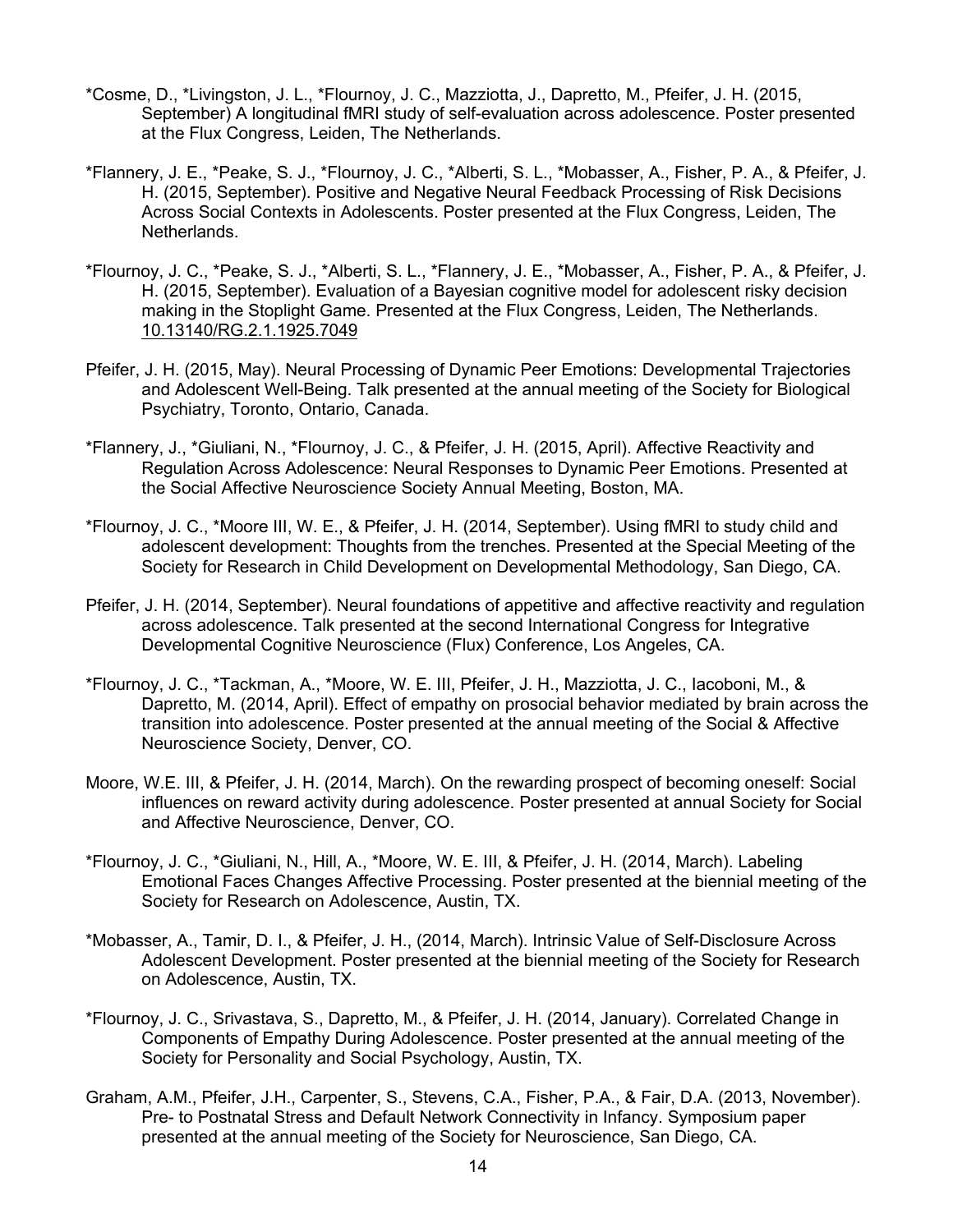*Cosme, D., *Livingston, J. L., *Flournoy, J. C., Mazziotta, J., Dapretto, M., Pfeifer, J. H. (2015, September) A longitudinal fMRI study of self-evaluation across adolescence. Poster presented at the Flux Congress, Leiden, The Netherlands.

*Flannery, J. E., *Peake, S. J., *Flournoy, J. C., *Alberti, S. L., *Mobasser, A., Fisher, P. A., & Pfeifer, J. H. (2015, September). Positive and Negative Neural Feedback Processing of Risk Decisions Across Social Contexts in Adolescents. Poster presented at the Flux Congress, Leiden, The Netherlands.

*Flournoy, J. C., *Peake, S. J., *Alberti, S. L., *Flannery, J. E., *Mobasser, A., Fisher, P. A., & Pfeifer, J. H. (2015, September). Evaluation of a Bayesian cognitive model for adolescent risky decision making in the Stoplight Game. Presented at the Flux Congress, Leiden, The Netherlands. 10.13140/RG.2.1.1925.7049

Pfeifer, J. H. (2015, May). Neural Processing of Dynamic Peer Emotions: Developmental Trajectories and Adolescent Well-Being. Talk presented at the annual meeting of the Society for Biological Psychiatry, Toronto, Ontario, Canada.

*Flannery, J., *Giuliani, N., *Flournoy, J. C., & Pfeifer, J. H. (2015, April). Affective Reactivity and Regulation Across Adolescence: Neural Responses to Dynamic Peer Emotions. Presented at the Social Affective Neuroscience Society Annual Meeting, Boston, MA.

*Flournoy, J. C., *Moore III, W. E., & Pfeifer, J. H. (2014, September). Using fMRI to study child and adolescent development: Thoughts from the trenches. Presented at the Special Meeting of the Society for Research in Child Development on Developmental Methodology, San Diego, CA.

Pfeifer, J. H. (2014, September). Neural foundations of appetitive and affective reactivity and regulation across adolescence. Talk presented at the second International Congress for Integrative Developmental Cognitive Neuroscience (Flux) Conference, Los Angeles, CA.

*Flournoy, J. C., *Tackman, A., *Moore, W. E. III, Pfeifer, J. H., Mazziotta, J. C., Iacoboni, M., & Dapretto, M. (2014, April). Effect of empathy on prosocial behavior mediated by brain across the transition into adolescence. Poster presented at the annual meeting of the Social & Affective Neuroscience Society, Denver, CO.

Moore, W.E. III, & Pfeifer, J. H. (2014, March). On the rewarding prospect of becoming oneself: Social influences on reward activity during adolescence. Poster presented at annual Society for Social and Affective Neuroscience, Denver, CO.

*Flournoy, J. C., *Giuliani, N., Hill, A., *Moore, W. E. III, & Pfeifer, J. H. (2014, March). Labeling Emotional Faces Changes Affective Processing. Poster presented at the biennial meeting of the Society for Research on Adolescence, Austin, TX.

*Mobasser, A., Tamir, D. I., & Pfeifer, J. H., (2014, March). Intrinsic Value of Self-Disclosure Across Adolescent Development. Poster presented at the biennial meeting of the Society for Research on Adolescence, Austin, TX.

*Flournoy, J. C., Srivastava, S., Dapretto, M., & Pfeifer, J. H. (2014, January). Correlated Change in Components of Empathy During Adolescence. Poster presented at the annual meeting of the Society for Personality and Social Psychology, Austin, TX.

Graham, A.M., Pfeifer, J.H., Carpenter, S., Stevens, C.A., Fisher, P.A., & Fair, D.A. (2013, November). Pre- to Postnatal Stress and Default Network Connectivity in Infancy. Symposium paper presented at the annual meeting of the Society for Neuroscience, San Diego, CA.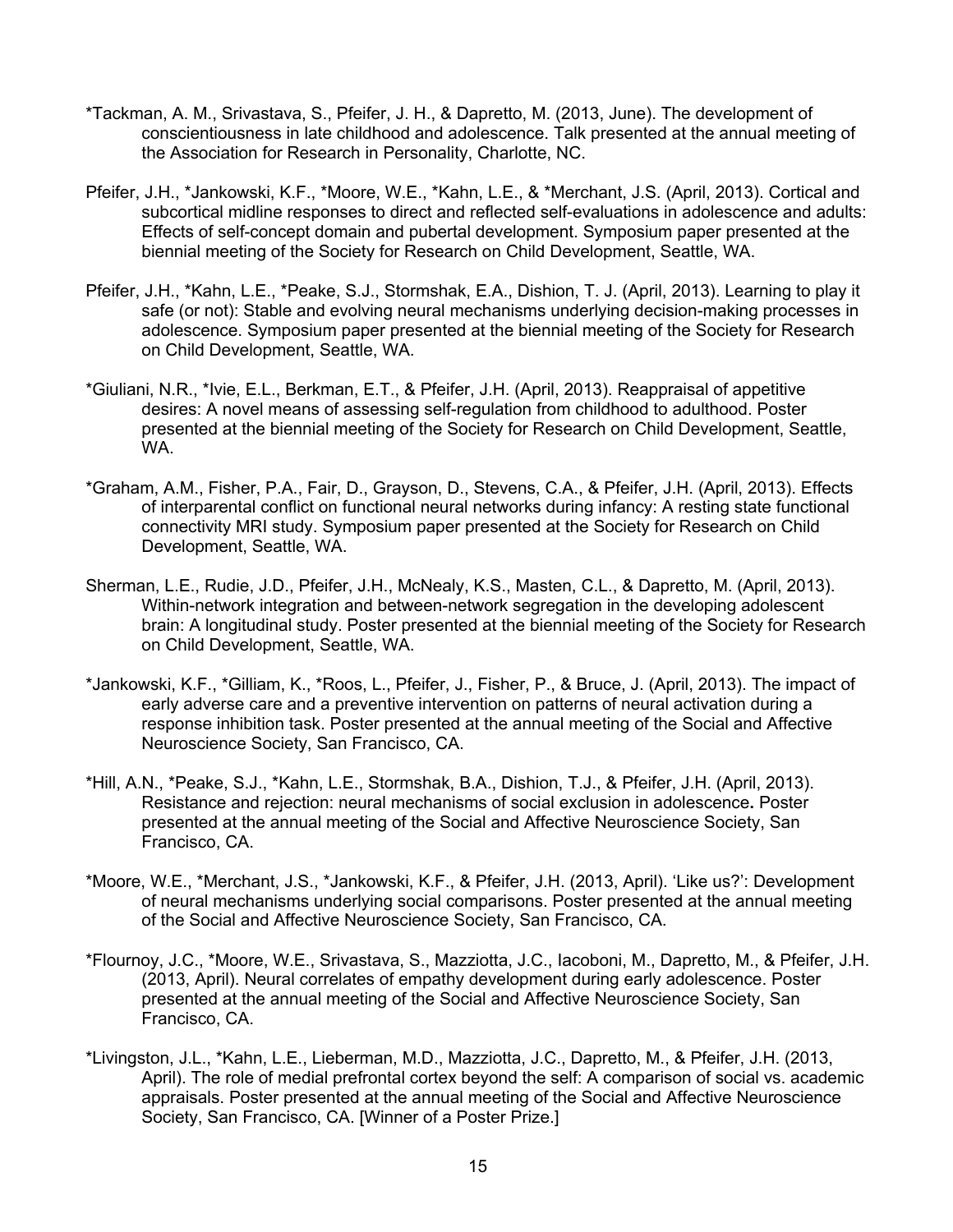*Tackman, A. M., Srivastava, S., Pfeifer, J. H., & Dapretto, M. (2013, June). The development of conscientiousness in late childhood and adolescence. Talk presented at the annual meeting of the Association for Research in Personality, Charlotte, NC.

Pfeifer, J.H., *Jankowski, K.F., *Moore, W.E., *Kahn, L.E., & *Merchant, J.S. (April, 2013). Cortical and subcortical midline responses to direct and reflected self-evaluations in adolescence and adults: Effects of self-concept domain and pubertal development. Symposium paper presented at the biennial meeting of the Society for Research on Child Development, Seattle, WA.

Pfeifer, J.H., *Kahn, L.E., *Peake, S.J., Stormshak, E.A., Dishion, T. J. (April, 2013). Learning to play it safe (or not): Stable and evolving neural mechanisms underlying decision-making processes in adolescence. Symposium paper presented at the biennial meeting of the Society for Research on Child Development, Seattle, WA.

*Giuliani, N.R., *Ivie, E.L., Berkman, E.T., & Pfeifer, J.H. (April, 2013). Reappraisal of appetitive desires: A novel means of assessing self-regulation from childhood to adulthood. Poster presented at the biennial meeting of the Society for Research on Child Development, Seattle, WA.

*Graham, A.M., Fisher, P.A., Fair, D., Grayson, D., Stevens, C.A., & Pfeifer, J.H. (April, 2013). Effects of interparental conflict on functional neural networks during infancy: A resting state functional connectivity MRI study. Symposium paper presented at the Society for Research on Child Development, Seattle, WA.

Sherman, L.E., Rudie, J.D., Pfeifer, J.H., McNealy, K.S., Masten, C.L., & Dapretto, M. (April, 2013). Within-network integration and between-network segregation in the developing adolescent brain: A longitudinal study. Poster presented at the biennial meeting of the Society for Research on Child Development, Seattle, WA.

*Jankowski, K.F., *Gilliam, K., *Roos, L., Pfeifer, J., Fisher, P., & Bruce, J. (April, 2013). The impact of early adverse care and a preventive intervention on patterns of neural activation during a response inhibition task. Poster presented at the annual meeting of the Social and Affective Neuroscience Society, San Francisco, CA.

*Hill, A.N., *Peake, S.J., *Kahn, L.E., Stormshak, B.A., Dishion, T.J., & Pfeifer, J.H. (April, 2013). Resistance and rejection: neural mechanisms of social exclusion in adolescence**.** Poster presented at the annual meeting of the Social and Affective Neuroscience Society, San Francisco, CA.

*Moore, W.E., *Merchant, J.S., *Jankowski, K.F., & Pfeifer, J.H. (2013, April). 'Like us?': Development of neural mechanisms underlying social comparisons. Poster presented at the annual meeting of the Social and Affective Neuroscience Society, San Francisco, CA.

*Flournoy, J.C., *Moore, W.E., Srivastava, S., Mazziotta, J.C., Iacoboni, M., Dapretto, M., & Pfeifer, J.H. (2013, April). Neural correlates of empathy development during early adolescence. Poster presented at the annual meeting of the Social and Affective Neuroscience Society, San Francisco, CA.

*Livingston, J.L., *Kahn, L.E., Lieberman, M.D., Mazziotta, J.C., Dapretto, M., & Pfeifer, J.H. (2013, April). The role of medial prefrontal cortex beyond the self: A comparison of social vs. academic appraisals. Poster presented at the annual meeting of the Social and Affective Neuroscience Society, San Francisco, CA. [Winner of a Poster Prize.]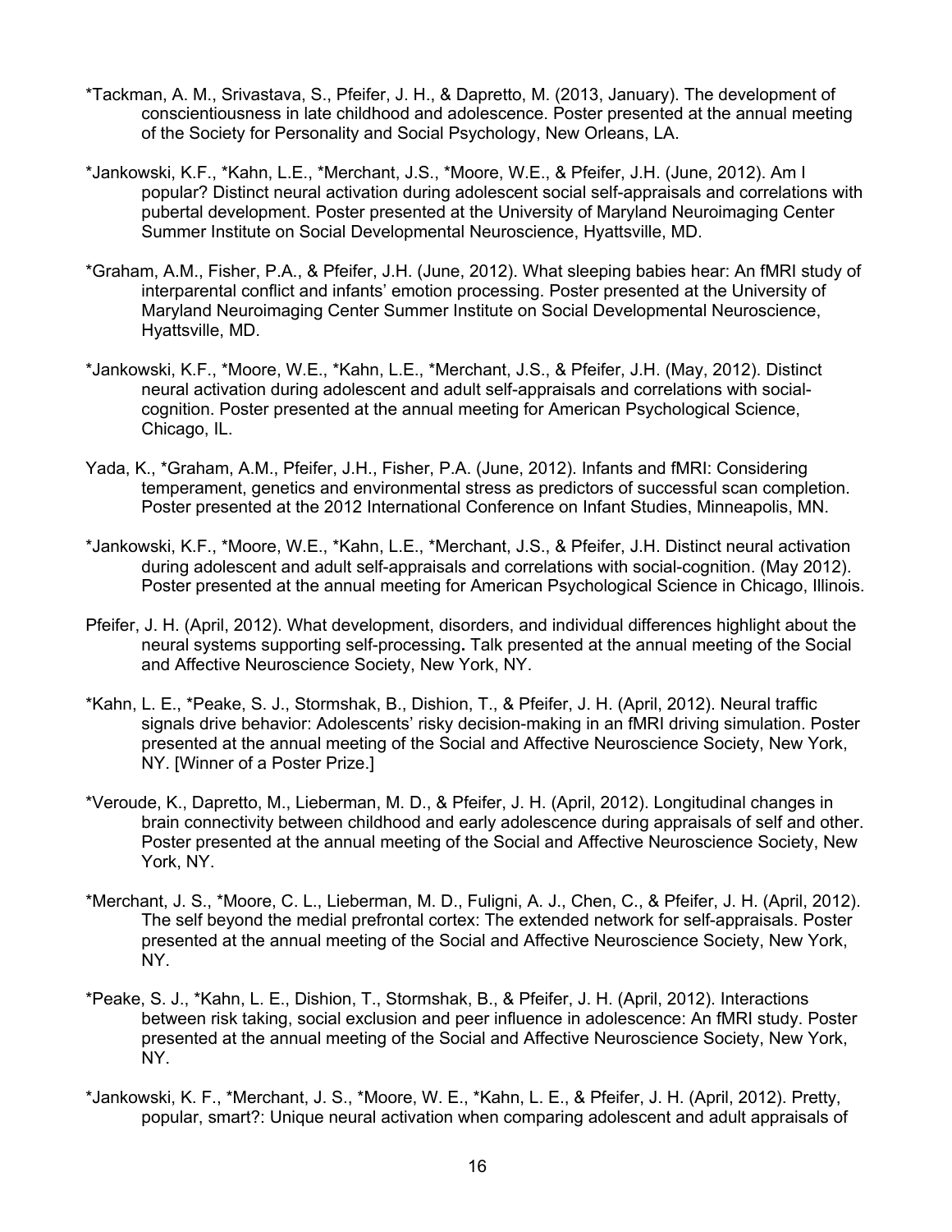*Tackman, A. M., Srivastava, S., Pfeifer, J. H., & Dapretto, M. (2013, January). The development of conscientiousness in late childhood and adolescence. Poster presented at the annual meeting of the Society for Personality and Social Psychology, New Orleans, LA.

*Jankowski, K.F., *Kahn, L.E., *Merchant, J.S., *Moore, W.E., & Pfeifer, J.H. (June, 2012). Am I popular? Distinct neural activation during adolescent social self-appraisals and correlations with pubertal development. Poster presented at the University of Maryland Neuroimaging Center Summer Institute on Social Developmental Neuroscience, Hyattsville, MD.

*Graham, A.M., Fisher, P.A., & Pfeifer, J.H. (June, 2012). What sleeping babies hear: An fMRI study of interparental conflict and infants' emotion processing. Poster presented at the University of Maryland Neuroimaging Center Summer Institute on Social Developmental Neuroscience, Hyattsville, MD.

*Jankowski, K.F., *Moore, W.E., *Kahn, L.E., *Merchant, J.S., & Pfeifer, J.H. (May, 2012). Distinct neural activation during adolescent and adult self-appraisals and correlations with social-cognition. Poster presented at the annual meeting for American Psychological Science, Chicago, IL.

Yada, K., *Graham, A.M., Pfeifer, J.H., Fisher, P.A. (June, 2012). Infants and fMRI: Considering temperament, genetics and environmental stress as predictors of successful scan completion. Poster presented at the 2012 International Conference on Infant Studies, Minneapolis, MN.

*Jankowski, K.F., *Moore, W.E., *Kahn, L.E., *Merchant, J.S., & Pfeifer, J.H. Distinct neural activation during adolescent and adult self-appraisals and correlations with social-cognition. (May 2012). Poster presented at the annual meeting for American Psychological Science in Chicago, Illinois.

Pfeifer, J. H. (April, 2012). What development, disorders, and individual differences highlight about the neural systems supporting self-processing**.** Talk presented at the annual meeting of the Social and Affective Neuroscience Society, New York, NY.

*Kahn, L. E., *Peake, S. J., Stormshak, B., Dishion, T., & Pfeifer, J. H. (April, 2012). Neural traffic signals drive behavior: Adolescents' risky decision-making in an fMRI driving simulation. Poster presented at the annual meeting of the Social and Affective Neuroscience Society, New York, NY. [Winner of a Poster Prize.]

*Veroude, K., Dapretto, M., Lieberman, M. D., & Pfeifer, J. H. (April, 2012). Longitudinal changes in brain connectivity between childhood and early adolescence during appraisals of self and other. Poster presented at the annual meeting of the Social and Affective Neuroscience Society, New York, NY.

*Merchant, J. S., *Moore, C. L., Lieberman, M. D., Fuligni, A. J., Chen, C., & Pfeifer, J. H. (April, 2012). The self beyond the medial prefrontal cortex: The extended network for self-appraisals. Poster presented at the annual meeting of the Social and Affective Neuroscience Society, New York, NY.

*Peake, S. J., *Kahn, L. E., Dishion, T., Stormshak, B., & Pfeifer, J. H. (April, 2012). Interactions between risk taking, social exclusion and peer influence in adolescence: An fMRI study. Poster presented at the annual meeting of the Social and Affective Neuroscience Society, New York, NY.

*Jankowski, K. F., *Merchant, J. S., *Moore, W. E., *Kahn, L. E., & Pfeifer, J. H. (April, 2012). Pretty, popular, smart?: Unique neural activation when comparing adolescent and adult appraisals of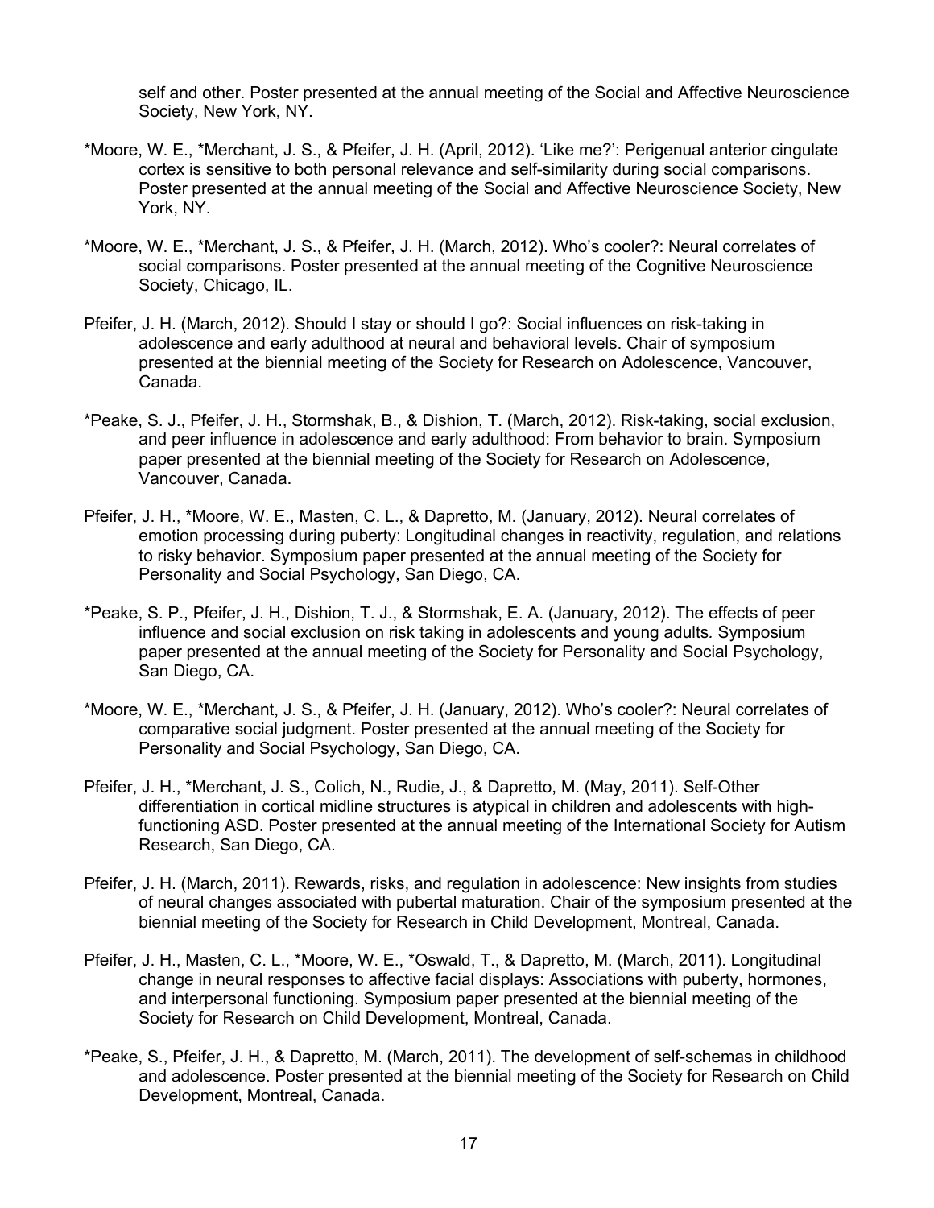self and other. Poster presented at the annual meeting of the Social and Affective Neuroscience Society, New York, NY.

*Moore, W. E., *Merchant, J. S., & Pfeifer, J. H. (April, 2012). 'Like me?': Perigenual anterior cingulate cortex is sensitive to both personal relevance and self-similarity during social comparisons. Poster presented at the annual meeting of the Social and Affective Neuroscience Society, New York, NY.

*Moore, W. E., *Merchant, J. S., & Pfeifer, J. H. (March, 2012). Who's cooler?: Neural correlates of social comparisons. Poster presented at the annual meeting of the Cognitive Neuroscience Society, Chicago, IL.

Pfeifer, J. H. (March, 2012). Should I stay or should I go?: Social influences on risk-taking in adolescence and early adulthood at neural and behavioral levels. Chair of symposium presented at the biennial meeting of the Society for Research on Adolescence, Vancouver, Canada.

*Peake, S. J., Pfeifer, J. H., Stormshak, B., & Dishion, T. (March, 2012). Risk-taking, social exclusion, and peer influence in adolescence and early adulthood: From behavior to brain. Symposium paper presented at the biennial meeting of the Society for Research on Adolescence, Vancouver, Canada.

Pfeifer, J. H., *Moore, W. E., Masten, C. L., & Dapretto, M. (January, 2012). Neural correlates of emotion processing during puberty: Longitudinal changes in reactivity, regulation, and relations to risky behavior. Symposium paper presented at the annual meeting of the Society for Personality and Social Psychology, San Diego, CA.

*Peake, S. P., Pfeifer, J. H., Dishion, T. J., & Stormshak, E. A. (January, 2012). The effects of peer influence and social exclusion on risk taking in adolescents and young adults. Symposium paper presented at the annual meeting of the Society for Personality and Social Psychology, San Diego, CA.

*Moore, W. E., *Merchant, J. S., & Pfeifer, J. H. (January, 2012). Who's cooler?: Neural correlates of comparative social judgment. Poster presented at the annual meeting of the Society for Personality and Social Psychology, San Diego, CA.

Pfeifer, J. H., *Merchant, J. S., Colich, N., Rudie, J., & Dapretto, M. (May, 2011). Self-Other differentiation in cortical midline structures is atypical in children and adolescents with high-functioning ASD. Poster presented at the annual meeting of the International Society for Autism Research, San Diego, CA.

Pfeifer, J. H. (March, 2011). Rewards, risks, and regulation in adolescence: New insights from studies of neural changes associated with pubertal maturation. Chair of the symposium presented at the biennial meeting of the Society for Research in Child Development, Montreal, Canada.

Pfeifer, J. H., Masten, C. L., *Moore, W. E., *Oswald, T., & Dapretto, M. (March, 2011). Longitudinal change in neural responses to affective facial displays: Associations with puberty, hormones, and interpersonal functioning. Symposium paper presented at the biennial meeting of the Society for Research on Child Development, Montreal, Canada.

*Peake, S., Pfeifer, J. H., & Dapretto, M. (March, 2011). The development of self-schemas in childhood and adolescence. Poster presented at the biennial meeting of the Society for Research on Child Development, Montreal, Canada.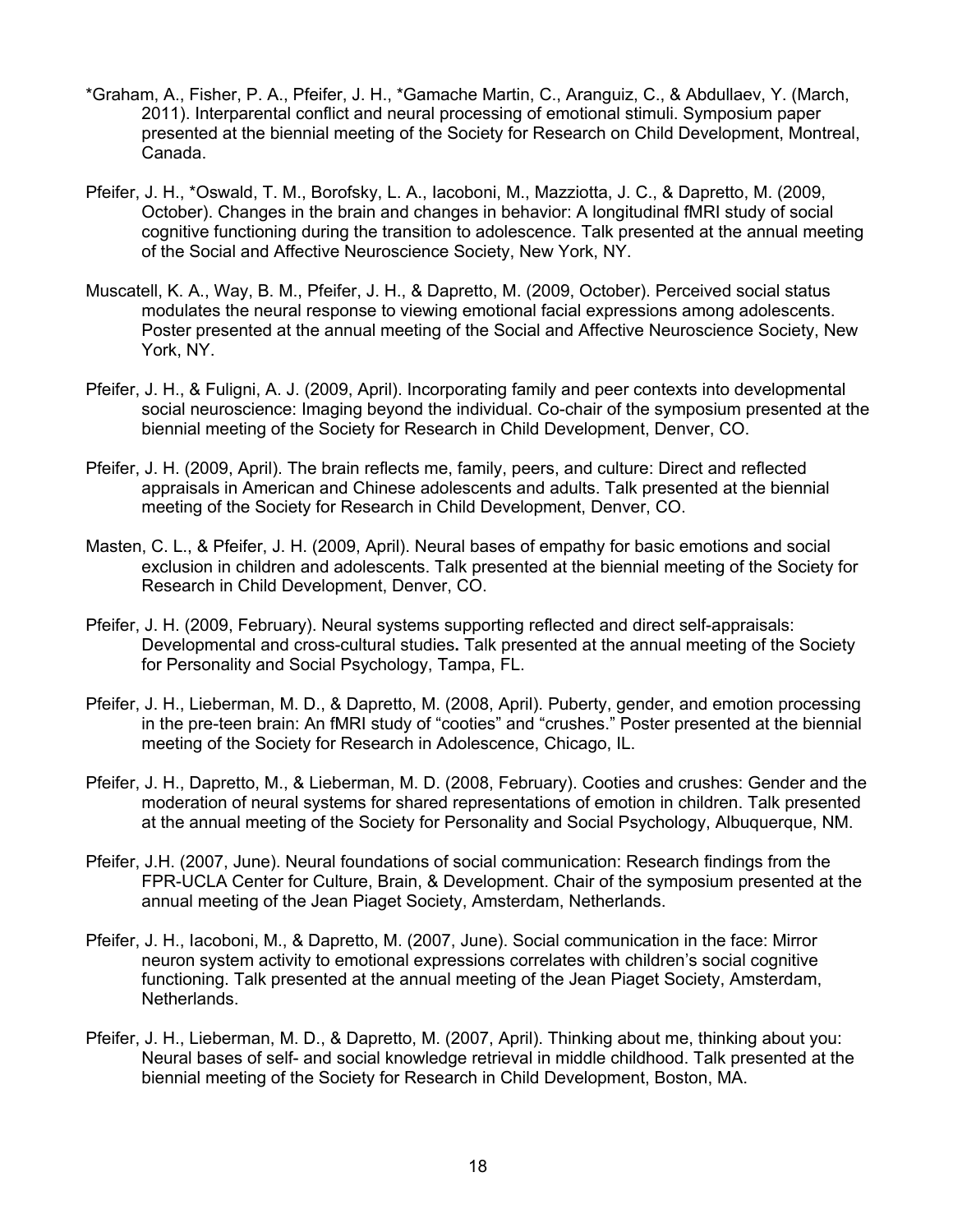*Graham, A., Fisher, P. A., Pfeifer, J. H., *Gamache Martin, C., Aranguiz, C., & Abdullaev, Y. (March, 2011). Interparental conflict and neural processing of emotional stimuli. Symposium paper presented at the biennial meeting of the Society for Research on Child Development, Montreal, Canada.

Pfeifer, J. H., *Oswald, T. M., Borofsky, L. A., Iacoboni, M., Mazziotta, J. C., & Dapretto, M. (2009, October). Changes in the brain and changes in behavior: A longitudinal fMRI study of social cognitive functioning during the transition to adolescence. Talk presented at the annual meeting of the Social and Affective Neuroscience Society, New York, NY.

Muscatell, K. A., Way, B. M., Pfeifer, J. H., & Dapretto, M. (2009, October). Perceived social status modulates the neural response to viewing emotional facial expressions among adolescents. Poster presented at the annual meeting of the Social and Affective Neuroscience Society, New York, NY.

Pfeifer, J. H., & Fuligni, A. J. (2009, April). Incorporating family and peer contexts into developmental social neuroscience: Imaging beyond the individual. Co-chair of the symposium presented at the biennial meeting of the Society for Research in Child Development, Denver, CO.

Pfeifer, J. H. (2009, April). The brain reflects me, family, peers, and culture: Direct and reflected appraisals in American and Chinese adolescents and adults. Talk presented at the biennial meeting of the Society for Research in Child Development, Denver, CO.

Masten, C. L., & Pfeifer, J. H. (2009, April). Neural bases of empathy for basic emotions and social exclusion in children and adolescents. Talk presented at the biennial meeting of the Society for Research in Child Development, Denver, CO.

Pfeifer, J. H. (2009, February). Neural systems supporting reflected and direct self-appraisals: Developmental and cross-cultural studies**.** Talk presented at the annual meeting of the Society for Personality and Social Psychology, Tampa, FL.

Pfeifer, J. H., Lieberman, M. D., & Dapretto, M. (2008, April). Puberty, gender, and emotion processing in the pre-teen brain: An fMRI study of "cooties" and "crushes." Poster presented at the biennial meeting of the Society for Research in Adolescence, Chicago, IL.

Pfeifer, J. H., Dapretto, M., & Lieberman, M. D. (2008, February). Cooties and crushes: Gender and the moderation of neural systems for shared representations of emotion in children. Talk presented at the annual meeting of the Society for Personality and Social Psychology, Albuquerque, NM.

Pfeifer, J.H. (2007, June). Neural foundations of social communication: Research findings from the FPR-UCLA Center for Culture, Brain, & Development. Chair of the symposium presented at the annual meeting of the Jean Piaget Society, Amsterdam, Netherlands.

Pfeifer, J. H., Iacoboni, M., & Dapretto, M. (2007, June). Social communication in the face: Mirror neuron system activity to emotional expressions correlates with children's social cognitive functioning. Talk presented at the annual meeting of the Jean Piaget Society, Amsterdam, Netherlands.

Pfeifer, J. H., Lieberman, M. D., & Dapretto, M. (2007, April). Thinking about me, thinking about you: Neural bases of self- and social knowledge retrieval in middle childhood. Talk presented at the biennial meeting of the Society for Research in Child Development, Boston, MA.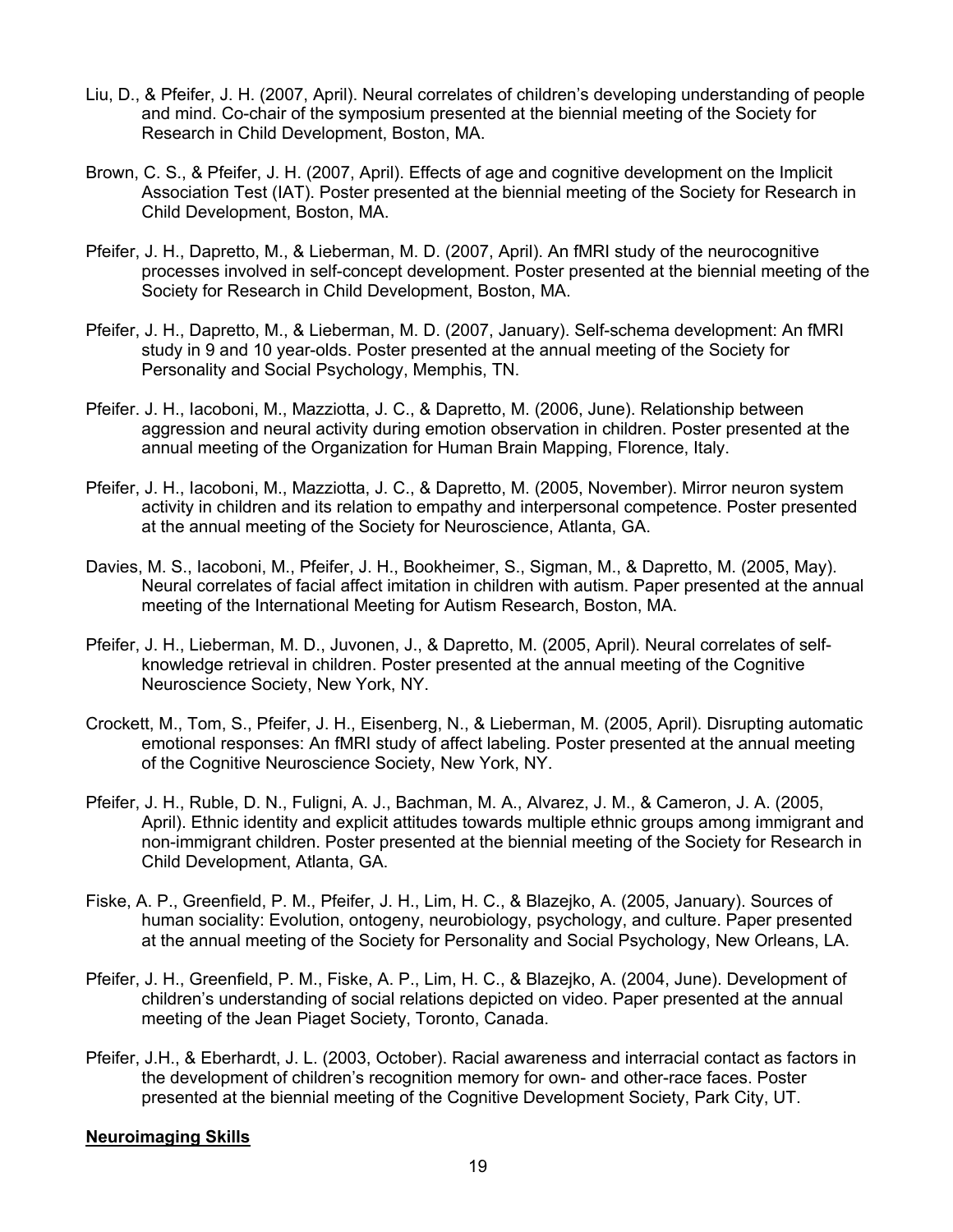Liu, D., & Pfeifer, J. H. (2007, April). Neural correlates of children's developing understanding of people and mind. Co-chair of the symposium presented at the biennial meeting of the Society for Research in Child Development, Boston, MA.

Brown, C. S., & Pfeifer, J. H. (2007, April). Effects of age and cognitive development on the Implicit Association Test (IAT). Poster presented at the biennial meeting of the Society for Research in Child Development, Boston, MA.

Pfeifer, J. H., Dapretto, M., & Lieberman, M. D. (2007, April). An fMRI study of the neurocognitive processes involved in self-concept development. Poster presented at the biennial meeting of the Society for Research in Child Development, Boston, MA.

Pfeifer, J. H., Dapretto, M., & Lieberman, M. D. (2007, January). Self-schema development: An fMRI study in 9 and 10 year-olds. Poster presented at the annual meeting of the Society for Personality and Social Psychology, Memphis, TN.

Pfeifer. J. H., Iacoboni, M., Mazziotta, J. C., & Dapretto, M. (2006, June). Relationship between aggression and neural activity during emotion observation in children. Poster presented at the annual meeting of the Organization for Human Brain Mapping, Florence, Italy.

Pfeifer, J. H., Iacoboni, M., Mazziotta, J. C., & Dapretto, M. (2005, November). Mirror neuron system activity in children and its relation to empathy and interpersonal competence. Poster presented at the annual meeting of the Society for Neuroscience, Atlanta, GA.

Davies, M. S., Iacoboni, M., Pfeifer, J. H., Bookheimer, S., Sigman, M., & Dapretto, M. (2005, May). Neural correlates of facial affect imitation in children with autism. Paper presented at the annual meeting of the International Meeting for Autism Research, Boston, MA.

Pfeifer, J. H., Lieberman, M. D., Juvonen, J., & Dapretto, M. (2005, April). Neural correlates of self-knowledge retrieval in children. Poster presented at the annual meeting of the Cognitive Neuroscience Society, New York, NY.

Crockett, M., Tom, S., Pfeifer, J. H., Eisenberg, N., & Lieberman, M. (2005, April). Disrupting automatic emotional responses: An fMRI study of affect labeling. Poster presented at the annual meeting of the Cognitive Neuroscience Society, New York, NY.

Pfeifer, J. H., Ruble, D. N., Fuligni, A. J., Bachman, M. A., Alvarez, J. M., & Cameron, J. A. (2005, April). Ethnic identity and explicit attitudes towards multiple ethnic groups among immigrant and non-immigrant children. Poster presented at the biennial meeting of the Society for Research in Child Development, Atlanta, GA.

Fiske, A. P., Greenfield, P. M., Pfeifer, J. H., Lim, H. C., & Blazejko, A. (2005, January). Sources of human sociality: Evolution, ontogeny, neurobiology, psychology, and culture. Paper presented at the annual meeting of the Society for Personality and Social Psychology, New Orleans, LA.

Pfeifer, J. H., Greenfield, P. M., Fiske, A. P., Lim, H. C., & Blazejko, A. (2004, June). Development of children's understanding of social relations depicted on video. Paper presented at the annual meeting of the Jean Piaget Society, Toronto, Canada.

Pfeifer, J.H., & Eberhardt, J. L. (2003, October). Racial awareness and interracial contact as factors in the development of children's recognition memory for own- and other-race faces. Poster presented at the biennial meeting of the Cognitive Development Society, Park City, UT.

**Neuroimaging Skills**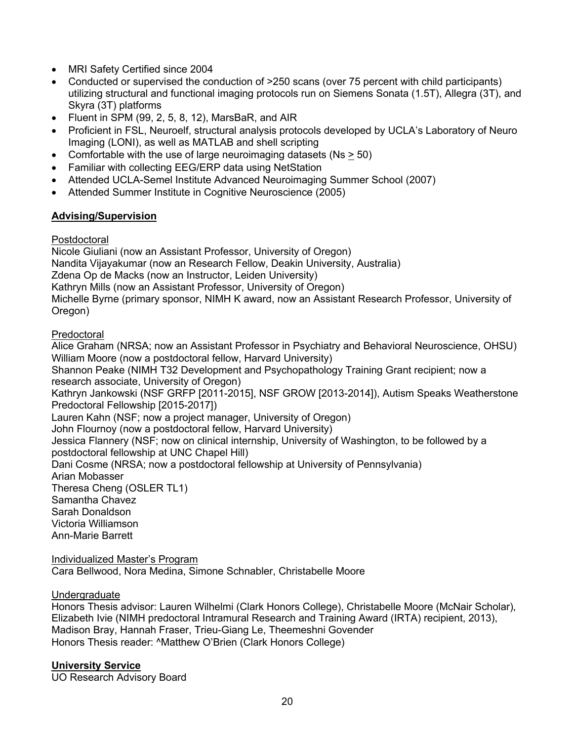- MRI Safety Certified since 2004
- Conducted or supervised the conduction of >250 scans (over 75 percent with child participants) utilizing structural and functional imaging protocols run on Siemens Sonata (1.5T), Allegra (3T), and Skyra (3T) platforms
- Fluent in SPM (99, 2, 5, 8, 12), MarsBaR, and AIR
- Proficient in FSL, Neuroelf, structural analysis protocols developed by UCLA's Laboratory of Neuro Imaging (LONI), as well as MATLAB and shell scripting
- Comfortable with the use of large neuroimaging datasets (Ns ≥ 50)
- Familiar with collecting EEG/ERP data using NetStation
- Attended UCLA-Semel Institute Advanced Neuroimaging Summer School (2007)
- Attended Summer Institute in Cognitive Neuroscience (2005)

## Advising/Supervision

Postdoctoral

Nicole Giuliani (now an Assistant Professor, University of Oregon)
Nandita Vijayakumar (now an Research Fellow, Deakin University, Australia)
Zdena Op de Macks (now an Instructor, Leiden University)
Kathryn Mills (now an Assistant Professor, University of Oregon)
Michelle Byrne (primary sponsor, NIMH K award, now an Assistant Research Professor, University of Oregon)

Predoctoral

Alice Graham (NRSA; now an Assistant Professor in Psychiatry and Behavioral Neuroscience, OHSU)
William Moore (now a postdoctoral fellow, Harvard University)
Shannon Peake (NIMH T32 Development and Psychopathology Training Grant recipient; now a research associate, University of Oregon)
Kathryn Jankowski (NSF GRFP [2011-2015], NSF GROW [2013-2014]), Autism Speaks Weatherstone Predoctoral Fellowship [2015-2017])
Lauren Kahn (NSF; now a project manager, University of Oregon)
John Flournoy (now a postdoctoral fellow, Harvard University)
Jessica Flannery (NSF; now on clinical internship, University of Washington, to be followed by a postdoctoral fellowship at UNC Chapel Hill)
Dani Cosme (NRSA; now a postdoctoral fellowship at University of Pennsylvania)
Arian Mobasser
Theresa Cheng (OSLER TL1)
Samantha Chavez
Sarah Donaldson
Victoria Williamson
Ann-Marie Barrett

Individualized Master's Program

Cara Bellwood, Nora Medina, Simone Schnabler, Christabelle Moore

Undergraduate

Honors Thesis advisor: Lauren Wilhelmi (Clark Honors College), Christabelle Moore (McNair Scholar), Elizabeth Ivie (NIMH predoctoral Intramural Research and Training Award (IRTA) recipient, 2013), Madison Bray, Hannah Fraser, Trieu-Giang Le, Theemeshni Govender
Honors Thesis reader: ^Matthew O'Brien (Clark Honors College)

## University Service

UO Research Advisory Board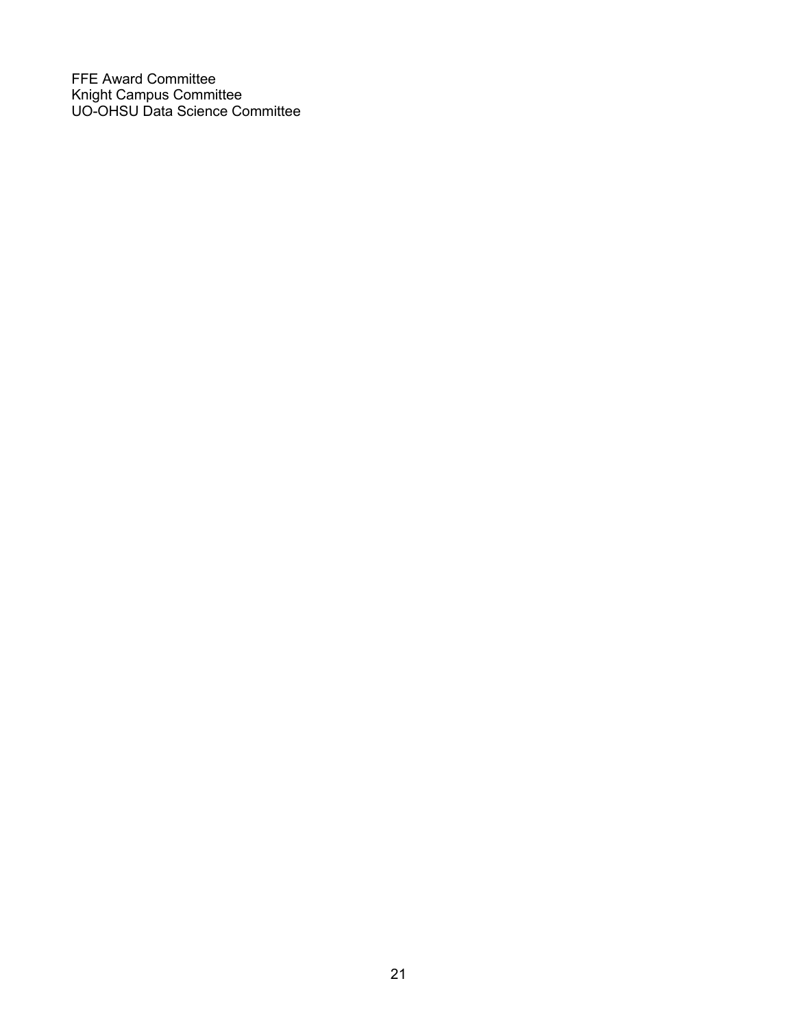FFE Award Committee
Knight Campus Committee
UO-OHSU Data Science Committee